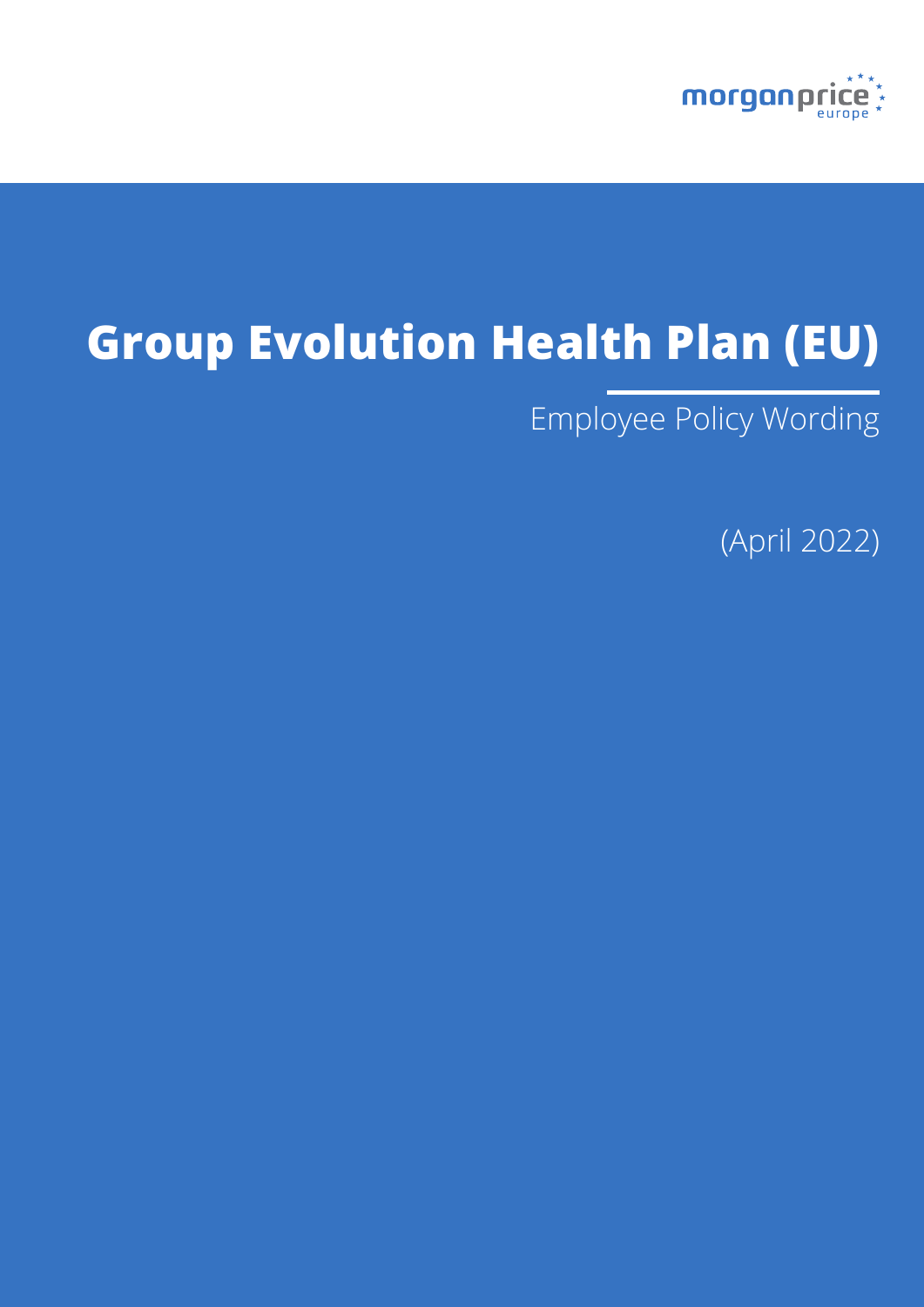morganprice europe

# Group Evolution Health Plan (EU)

Employee Policy Wording

(April 2022)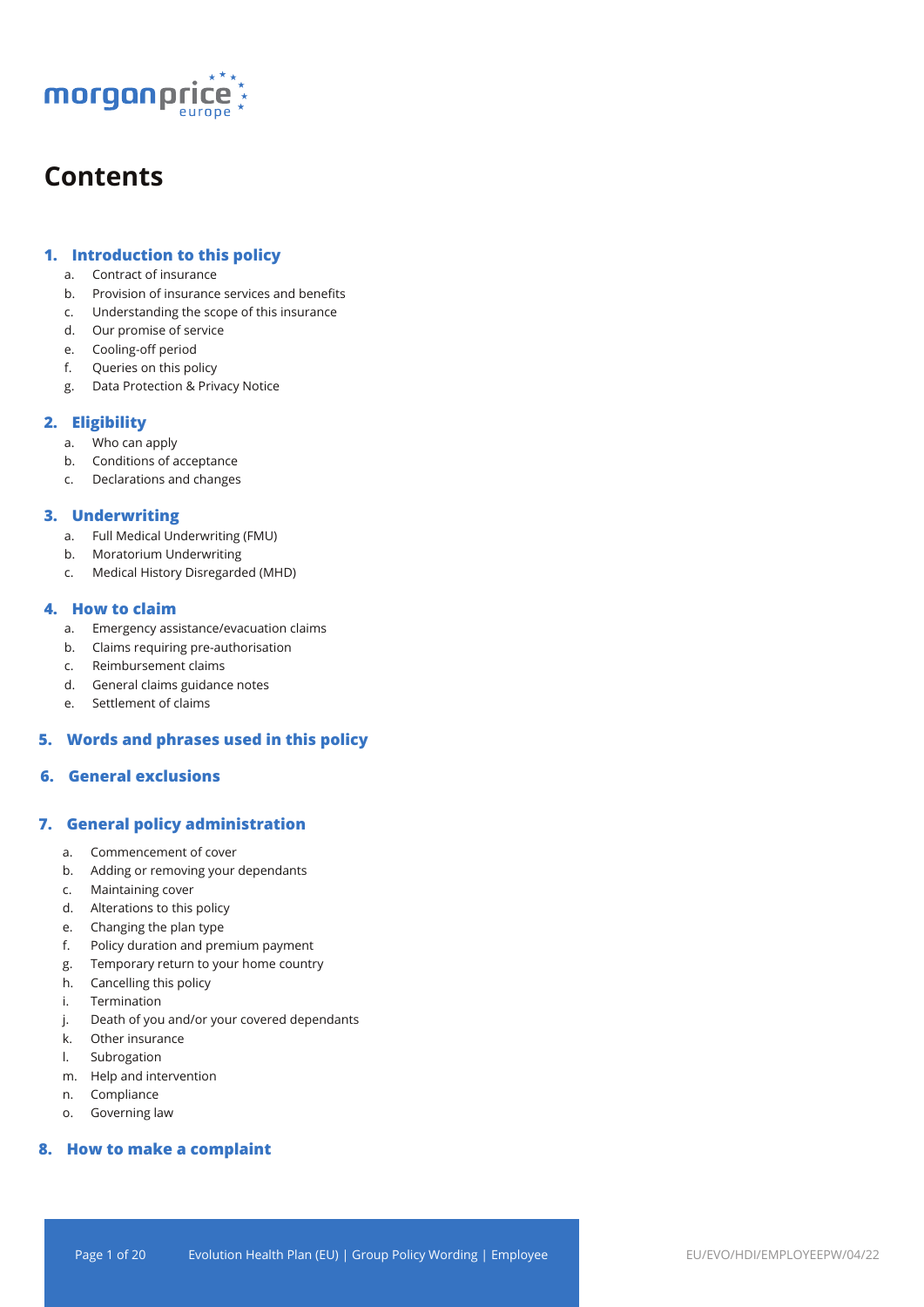# Contents

## 1. Introduction to this policy

a. Contract of insurance
b. Provision of insurance services and benefits
c. Understanding the scope of this insurance
d. Our promise of service
e. Cooling-off period
f. Queries on this policy
g. Data Protection & Privacy Notice

## 2. Eligibility

a. Who can apply
b. Conditions of acceptance
c. Declarations and changes

## 3. Underwriting

a. Full Medical Underwriting (FMU)
b. Moratorium Underwriting
c. Medical History Disregarded (MHD)

## 4. How to claim

a. Emergency assistance/evacuation claims
b. Claims requiring pre-authorisation
c. Reimbursement claims
d. General claims guidance notes
e. Settlement of claims

## 5. Words and phrases used in this policy

## 6. General exclusions

## 7. General policy administration

a. Commencement of cover
b. Adding or removing your dependants
c. Maintaining cover
d. Alterations to this policy
e. Changing the plan type
f. Policy duration and premium payment
g. Temporary return to your home country
h. Cancelling this policy
i. Termination
j. Death of you and/or your covered dependants
k. Other insurance
l. Subrogation
m. Help and intervention
n. Compliance
o. Governing law

## 8. How to make a complaint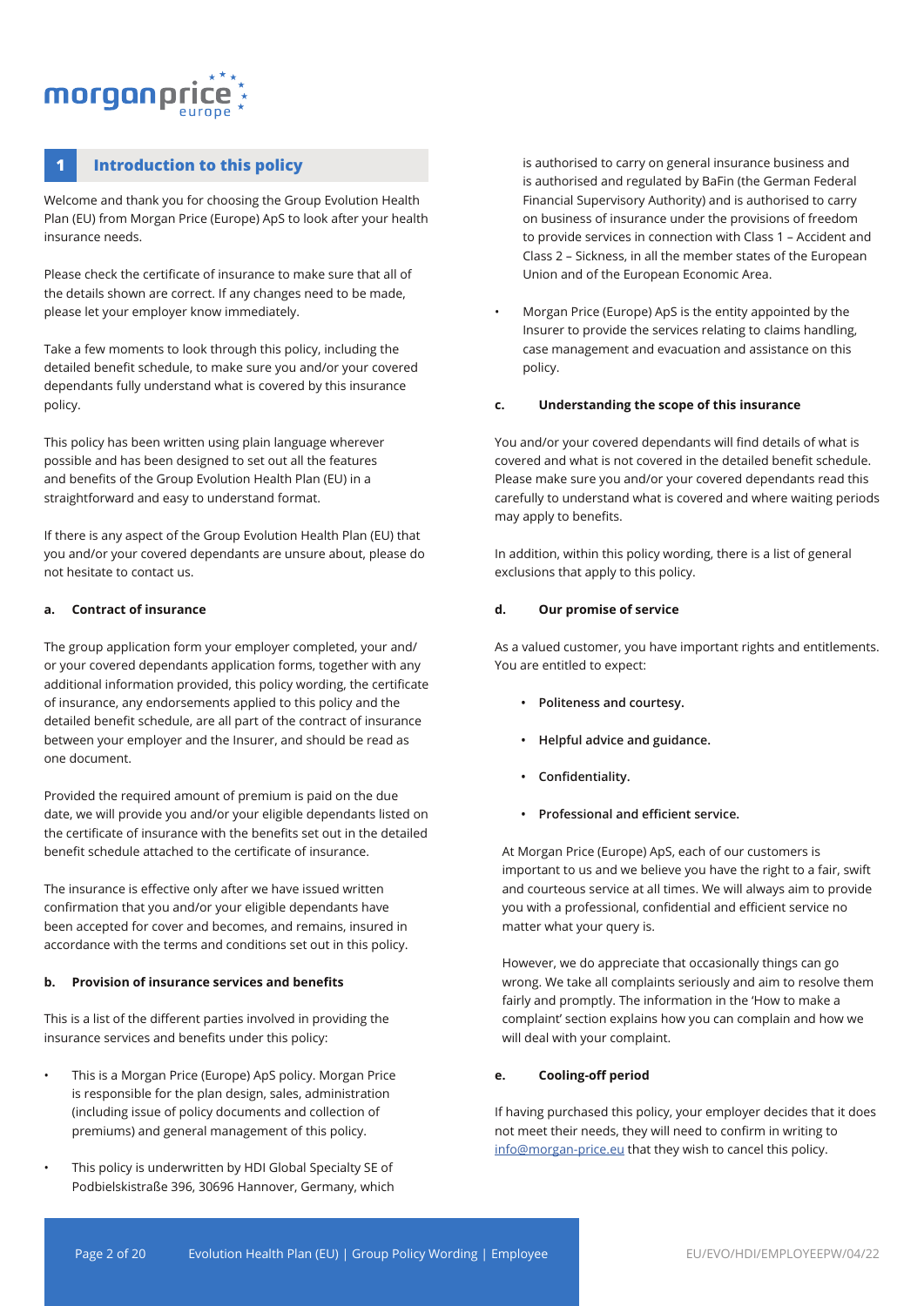## 1 Introduction to this policy

Welcome and thank you for choosing the Group Evolution Health Plan (EU) from Morgan Price (Europe) ApS to look after your health insurance needs.

Please check the certificate of insurance to make sure that all of the details shown are correct. If any changes need to be made, please let your employer know immediately.

Take a few moments to look through this policy, including the detailed benefit schedule, to make sure you and/or your covered dependants fully understand what is covered by this insurance policy.

This policy has been written using plain language wherever possible and has been designed to set out all the features and benefits of the Group Evolution Health Plan (EU) in a straightforward and easy to understand format.

If there is any aspect of the Group Evolution Health Plan (EU) that you and/or your covered dependants are unsure about, please do not hesitate to contact us.

### a. Contract of insurance

The group application form your employer completed, your and/or your covered dependants application forms, together with any additional information provided, this policy wording, the certificate of insurance, any endorsements applied to this policy and the detailed benefit schedule, are all part of the contract of insurance between your employer and the Insurer, and should be read as one document.

Provided the required amount of premium is paid on the due date, we will provide you and/or your eligible dependants listed on the certificate of insurance with the benefits set out in the detailed benefit schedule attached to the certificate of insurance.

The insurance is effective only after we have issued written confirmation that you and/or your eligible dependants have been accepted for cover and becomes, and remains, insured in accordance with the terms and conditions set out in this policy.

### b. Provision of insurance services and benefits

This is a list of the different parties involved in providing the insurance services and benefits under this policy:

- This is a Morgan Price (Europe) ApS policy. Morgan Price is responsible for the plan design, sales, administration (including issue of policy documents and collection of premiums) and general management of this policy.
- This policy is underwritten by HDI Global Specialty SE of Podbielskistraße 396, 30696 Hannover, Germany, which is authorised to carry on general insurance business and is authorised and regulated by BaFin (the German Federal Financial Supervisory Authority) and is authorised to carry on business of insurance under the provisions of freedom to provide services in connection with Class 1 – Accident and Class 2 – Sickness, in all the member states of the European Union and of the European Economic Area.
- Morgan Price (Europe) ApS is the entity appointed by the Insurer to provide the services relating to claims handling, case management and evacuation and assistance on this policy.

### c. Understanding the scope of this insurance

You and/or your covered dependants will find details of what is covered and what is not covered in the detailed benefit schedule. Please make sure you and/or your covered dependants read this carefully to understand what is covered and where waiting periods may apply to benefits.

In addition, within this policy wording, there is a list of general exclusions that apply to this policy.

### d. Our promise of service

As a valued customer, you have important rights and entitlements. You are entitled to expect:

- **Politeness and courtesy.**
- **Helpful advice and guidance.**
- **Confidentiality.**
- **Professional and efficient service.**

At Morgan Price (Europe) ApS, each of our customers is important to us and we believe you have the right to a fair, swift and courteous service at all times. We will always aim to provide you with a professional, confidential and efficient service no matter what your query is.

However, we do appreciate that occasionally things can go wrong. We take all complaints seriously and aim to resolve them fairly and promptly. The information in the 'How to make a complaint' section explains how you can complain and how we will deal with your complaint.

### e. Cooling-off period

If having purchased this policy, your employer decides that it does not meet their needs, they will need to confirm in writing to info@morgan-price.eu that they wish to cancel this policy.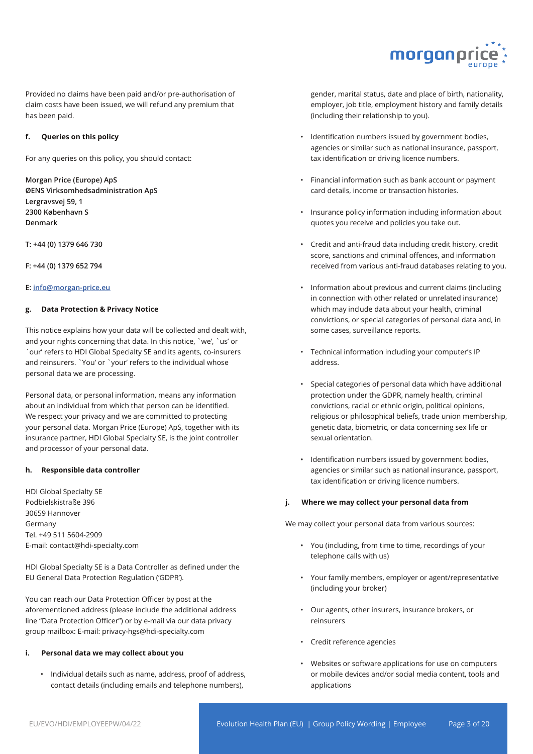Provided no claims have been paid and/or pre-authorisation of claim costs have been issued, we will refund any premium that has been paid.

#### f. Queries on this policy

For any queries on this policy, you should contact:

**Morgan Price (Europe) ApS**
**ØENS Virksomhedsadministration ApS**
**Lergravsvej 59, 1**
**2300 København S**
**Denmark**

**T: +44 (0) 1379 646 730**

**F: +44 (0) 1379 652 794**

**E: info@morgan-price.eu**

#### g. Data Protection & Privacy Notice

This notice explains how your data will be collected and dealt with, and your rights concerning that data. In this notice, `we', `us' or `our' refers to HDI Global Specialty SE and its agents, co-insurers and reinsurers. `You' or `your' refers to the individual whose personal data we are processing.

Personal data, or personal information, means any information about an individual from which that person can be identified. We respect your privacy and we are committed to protecting your personal data. Morgan Price (Europe) ApS, together with its insurance partner, HDI Global Specialty SE, is the joint controller and processor of your personal data.

#### h. Responsible data controller

HDI Global Specialty SE
Podbielskistraße 396
30659 Hannover
Germany
Tel. +49 511 5604-2909
E-mail: contact@hdi-specialty.com

HDI Global Specialty SE is a Data Controller as defined under the EU General Data Protection Regulation ('GDPR').

You can reach our Data Protection Officer by post at the aforementioned address (please include the additional address line "Data Protection Officer") or by e-mail via our data privacy group mailbox: E-mail: privacy-hgs@hdi-specialty.com

#### i. Personal data we may collect about you

- Individual details such as name, address, proof of address, contact details (including emails and telephone numbers), gender, marital status, date and place of birth, nationality, employer, job title, employment history and family details (including their relationship to you).
- Identification numbers issued by government bodies, agencies or similar such as national insurance, passport, tax identification or driving licence numbers.
- Financial information such as bank account or payment card details, income or transaction histories.
- Insurance policy information including information about quotes you receive and policies you take out.
- Credit and anti-fraud data including credit history, credit score, sanctions and criminal offences, and information received from various anti-fraud databases relating to you.
- Information about previous and current claims (including in connection with other related or unrelated insurance) which may include data about your health, criminal convictions, or special categories of personal data and, in some cases, surveillance reports.
- Technical information including your computer's IP address.
- Special categories of personal data which have additional protection under the GDPR, namely health, criminal convictions, racial or ethnic origin, political opinions, religious or philosophical beliefs, trade union membership, genetic data, biometric, or data concerning sex life or sexual orientation.
- Identification numbers issued by government bodies, agencies or similar such as national insurance, passport, tax identification or driving licence numbers.

#### j. Where we may collect your personal data from

We may collect your personal data from various sources:

- You (including, from time to time, recordings of your telephone calls with us)
- Your family members, employer or agent/representative (including your broker)
- Our agents, other insurers, insurance brokers, or reinsurers
- Credit reference agencies
- Websites or software applications for use on computers or mobile devices and/or social media content, tools and applications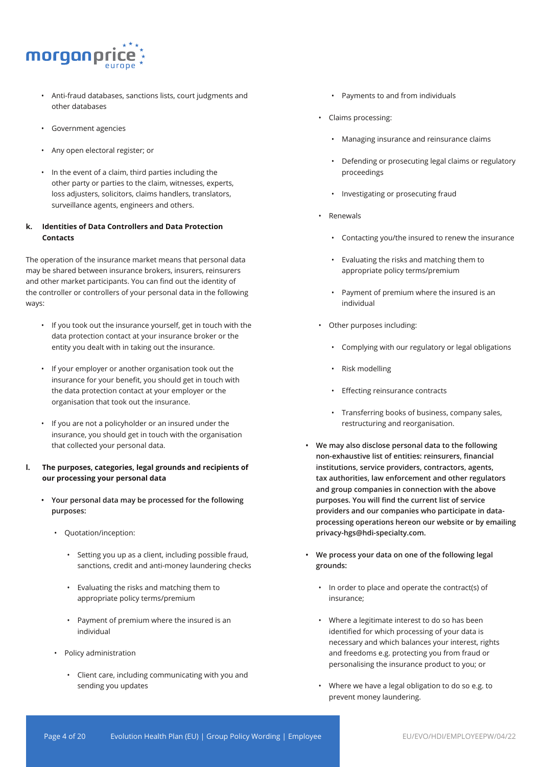- Anti-fraud databases, sanctions lists, court judgments and other databases
- Government agencies
- Any open electoral register; or
- In the event of a claim, third parties including the other party or parties to the claim, witnesses, experts, loss adjusters, solicitors, claims handlers, translators, surveillance agents, engineers and others.

**k. Identities of Data Controllers and Data Protection Contacts**

The operation of the insurance market means that personal data may be shared between insurance brokers, insurers, reinsurers and other market participants. You can find out the identity of the controller or controllers of your personal data in the following ways:

- If you took out the insurance yourself, get in touch with the data protection contact at your insurance broker or the entity you dealt with in taking out the insurance.
- If your employer or another organisation took out the insurance for your benefit, you should get in touch with the data protection contact at your employer or the organisation that took out the insurance.
- If you are not a policyholder or an insured under the insurance, you should get in touch with the organisation that collected your personal data.

**l. The purposes, categories, legal grounds and recipients of our processing your personal data**

- **Your personal data may be processed for the following purposes:**
  - Quotation/inception:
    - Setting you up as a client, including possible fraud, sanctions, credit and anti-money laundering checks
    - Evaluating the risks and matching them to appropriate policy terms/premium
    - Payment of premium where the insured is an individual
  - Policy administration
    - Client care, including communicating with you and sending you updates
    - Payments to and from individuals
  - Claims processing:
    - Managing insurance and reinsurance claims
    - Defending or prosecuting legal claims or regulatory proceedings
    - Investigating or prosecuting fraud
  - Renewals
    - Contacting you/the insured to renew the insurance
    - Evaluating the risks and matching them to appropriate policy terms/premium
    - Payment of premium where the insured is an individual
  - Other purposes including:
    - Complying with our regulatory or legal obligations
    - Risk modelling
    - Effecting reinsurance contracts
    - Transferring books of business, company sales, restructuring and reorganisation.
- **We may also disclose personal data to the following non-exhaustive list of entities: reinsurers, financial institutions, service providers, contractors, agents, tax authorities, law enforcement and other regulators and group companies in connection with the above purposes. You will find the current list of service providers and our companies who participate in data-processing operations hereon our website or by emailing privacy-hgs@hdi-specialty.com.**
- **We process your data on one of the following legal grounds:**
  - In order to place and operate the contract(s) of insurance;
  - Where a legitimate interest to do so has been identified for which processing of your data is necessary and which balances your interest, rights and freedoms e.g. protecting you from fraud or personalising the insurance product to you; or
  - Where we have a legal obligation to do so e.g. to prevent money laundering.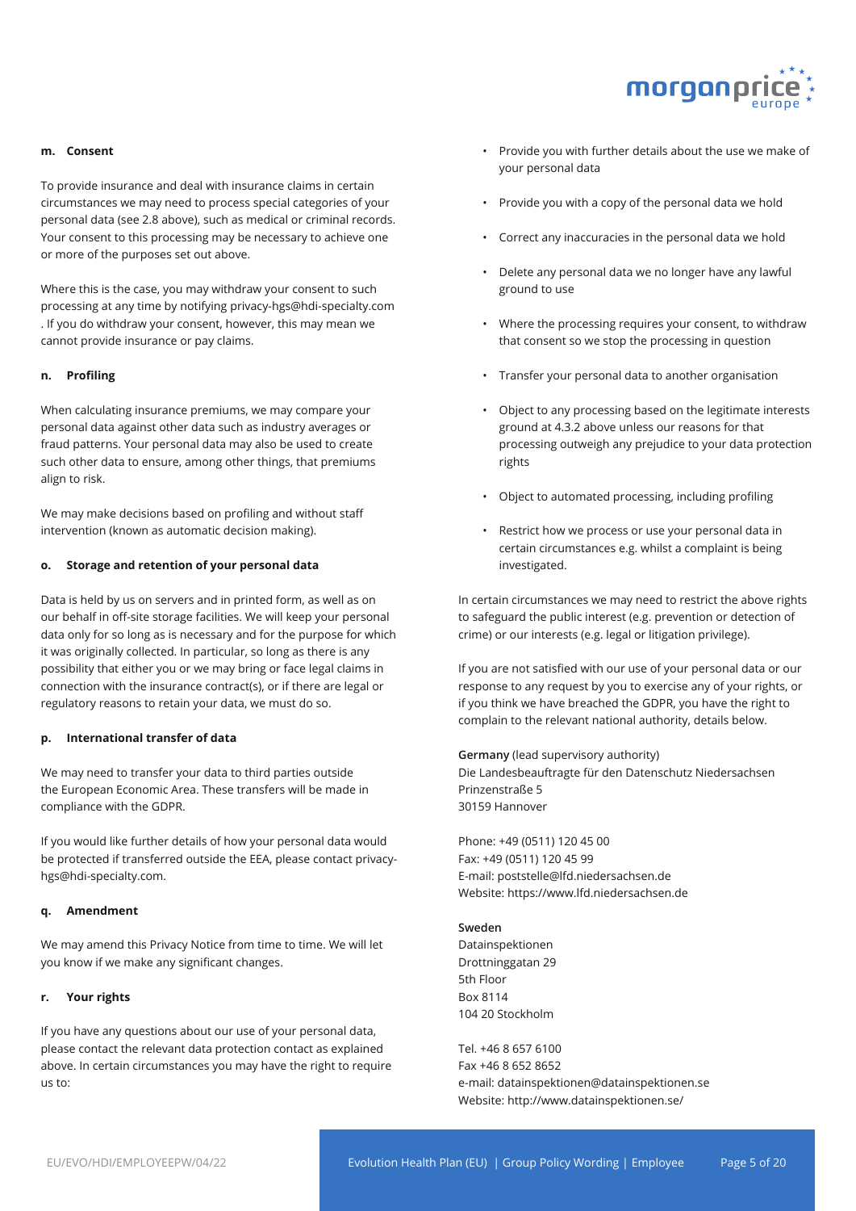#### m. Consent

To provide insurance and deal with insurance claims in certain circumstances we may need to process special categories of your personal data (see 2.8 above), such as medical or criminal records. Your consent to this processing may be necessary to achieve one or more of the purposes set out above.

Where this is the case, you may withdraw your consent to such processing at any time by notifying privacy-hgs@hdi-specialty.com . If you do withdraw your consent, however, this may mean we cannot provide insurance or pay claims.

#### n. Profiling

When calculating insurance premiums, we may compare your personal data against other data such as industry averages or fraud patterns. Your personal data may also be used to create such other data to ensure, among other things, that premiums align to risk.

We may make decisions based on profiling and without staff intervention (known as automatic decision making).

#### o. Storage and retention of your personal data

Data is held by us on servers and in printed form, as well as on our behalf in off-site storage facilities. We will keep your personal data only for so long as is necessary and for the purpose for which it was originally collected. In particular, so long as there is any possibility that either you or we may bring or face legal claims in connection with the insurance contract(s), or if there are legal or regulatory reasons to retain your data, we must do so.

#### p. International transfer of data

We may need to transfer your data to third parties outside the European Economic Area. These transfers will be made in compliance with the GDPR.

If you would like further details of how your personal data would be protected if transferred outside the EEA, please contact privacy-hgs@hdi-specialty.com.

#### q. Amendment

We may amend this Privacy Notice from time to time. We will let you know if we make any significant changes.

#### r. Your rights

If you have any questions about our use of your personal data, please contact the relevant data protection contact as explained above. In certain circumstances you may have the right to require us to:

- Provide you with further details about the use we make of your personal data
- Provide you with a copy of the personal data we hold
- Correct any inaccuracies in the personal data we hold
- Delete any personal data we no longer have any lawful ground to use
- Where the processing requires your consent, to withdraw that consent so we stop the processing in question
- Transfer your personal data to another organisation
- Object to any processing based on the legitimate interests ground at 4.3.2 above unless our reasons for that processing outweigh any prejudice to your data protection rights
- Object to automated processing, including profiling
- Restrict how we process or use your personal data in certain circumstances e.g. whilst a complaint is being investigated.

In certain circumstances we may need to restrict the above rights to safeguard the public interest (e.g. prevention or detection of crime) or our interests (e.g. legal or litigation privilege).

If you are not satisfied with our use of your personal data or our response to any request by you to exercise any of your rights, or if you think we have breached the GDPR, you have the right to complain to the relevant national authority, details below.

**Germany** (lead supervisory authority)
Die Landesbeauftragte für den Datenschutz Niedersachsen
Prinzenstraße 5
30159 Hannover

Phone: +49 (0511) 120 45 00
Fax: +49 (0511) 120 45 99
E-mail: poststelle@lfd.niedersachsen.de
Website: https://www.lfd.niedersachsen.de

**Sweden**
Datainspektionen
Drottninggatan 29
5th Floor
Box 8114
104 20 Stockholm

Tel. +46 8 657 6100
Fax +46 8 652 8652
e-mail: datainspektionen@datainspektionen.se
Website: http://www.datainspektionen.se/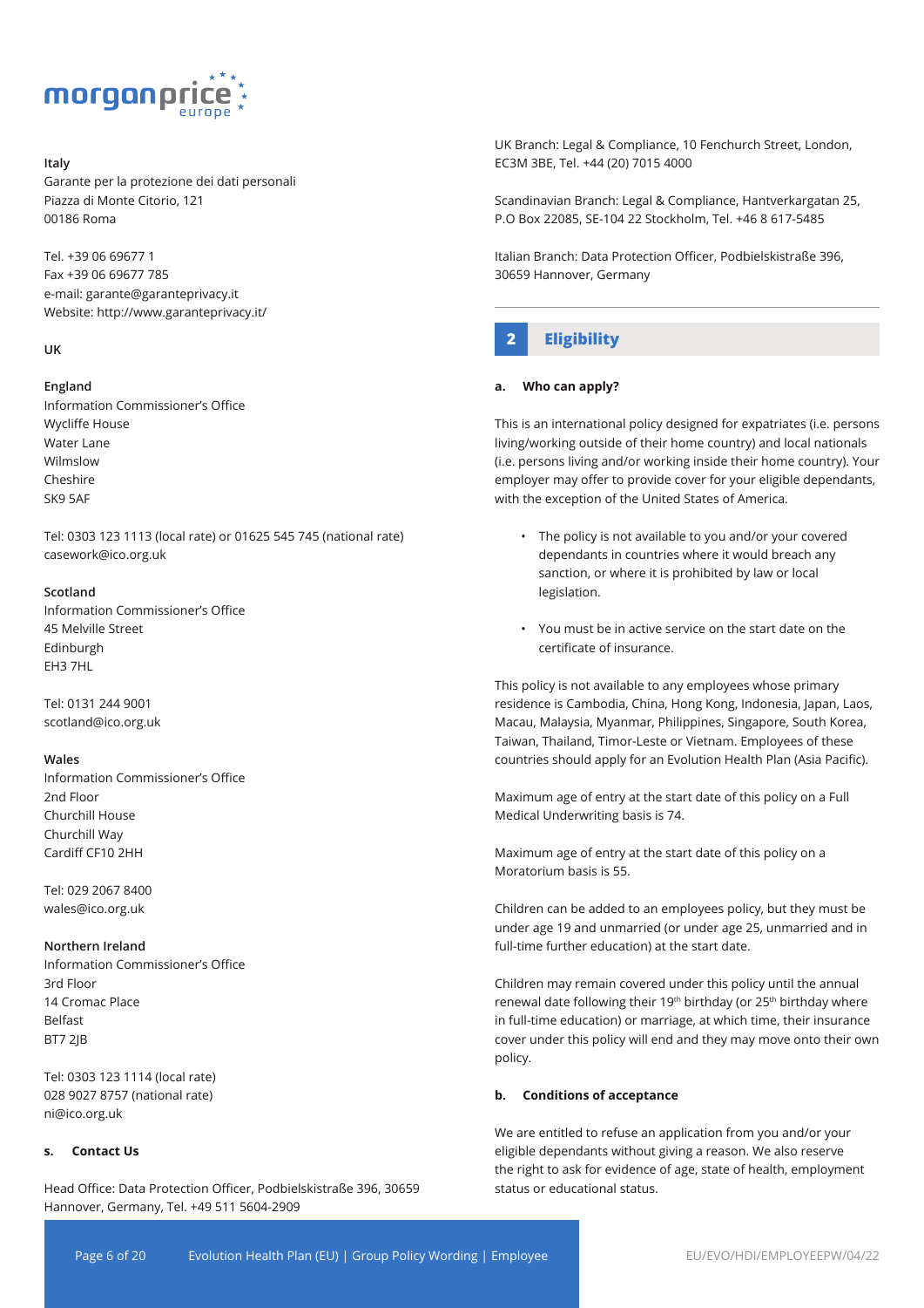**Italy**
Garante per la protezione dei dati personali
Piazza di Monte Citorio, 121
00186 Roma

Tel. +39 06 69677 1
Fax +39 06 69677 785
e-mail: garante@garanteprivacy.it
Website: http://www.garanteprivacy.it/

**UK**

**England**
Information Commissioner's Office
Wycliffe House
Water Lane
Wilmslow
Cheshire
SK9 5AF

Tel: 0303 123 1113 (local rate) or 01625 545 745 (national rate)
casework@ico.org.uk

**Scotland**
Information Commissioner's Office
45 Melville Street
Edinburgh
EH3 7HL

Tel: 0131 244 9001
scotland@ico.org.uk

**Wales**
Information Commissioner's Office
2nd Floor
Churchill House
Churchill Way
Cardiff CF10 2HH

Tel: 029 2067 8400
wales@ico.org.uk

**Northern Ireland**
Information Commissioner's Office
3rd Floor
14 Cromac Place
Belfast
BT7 2JB

Tel: 0303 123 1114 (local rate)
028 9027 8757 (national rate)
ni@ico.org.uk

#### s. Contact Us

Head Office: Data Protection Officer, Podbielskistraße 396, 30659 Hannover, Germany, Tel. +49 511 5604-2909

UK Branch: Legal & Compliance, 10 Fenchurch Street, London, EC3M 3BE, Tel. +44 (20) 7015 4000

Scandinavian Branch: Legal & Compliance, Hantverkargatan 25, P.O Box 22085, SE-104 22 Stockholm, Tel. +46 8 617-5485

Italian Branch: Data Protection Officer, Podbielskistraße 396, 30659 Hannover, Germany

## 2 Eligibility

#### a. Who can apply?

This is an international policy designed for expatriates (i.e. persons living/working outside of their home country) and local nationals (i.e. persons living and/or working inside their home country). Your employer may offer to provide cover for your eligible dependants, with the exception of the United States of America.

- The policy is not available to you and/or your covered dependants in countries where it would breach any sanction, or where it is prohibited by law or local legislation.
- You must be in active service on the start date on the certificate of insurance.

This policy is not available to any employees whose primary residence is Cambodia, China, Hong Kong, Indonesia, Japan, Laos, Macau, Malaysia, Myanmar, Philippines, Singapore, South Korea, Taiwan, Thailand, Timor-Leste or Vietnam. Employees of these countries should apply for an Evolution Health Plan (Asia Pacific).

Maximum age of entry at the start date of this policy on a Full Medical Underwriting basis is 74.

Maximum age of entry at the start date of this policy on a Moratorium basis is 55.

Children can be added to an employees policy, but they must be under age 19 and unmarried (or under age 25, unmarried and in full-time further education) at the start date.

Children may remain covered under this policy until the annual renewal date following their 19th birthday (or 25th birthday where in full-time education) or marriage, at which time, their insurance cover under this policy will end and they may move onto their own policy.

#### b. Conditions of acceptance

We are entitled to refuse an application from you and/or your eligible dependants without giving a reason. We also reserve the right to ask for evidence of age, state of health, employment status or educational status.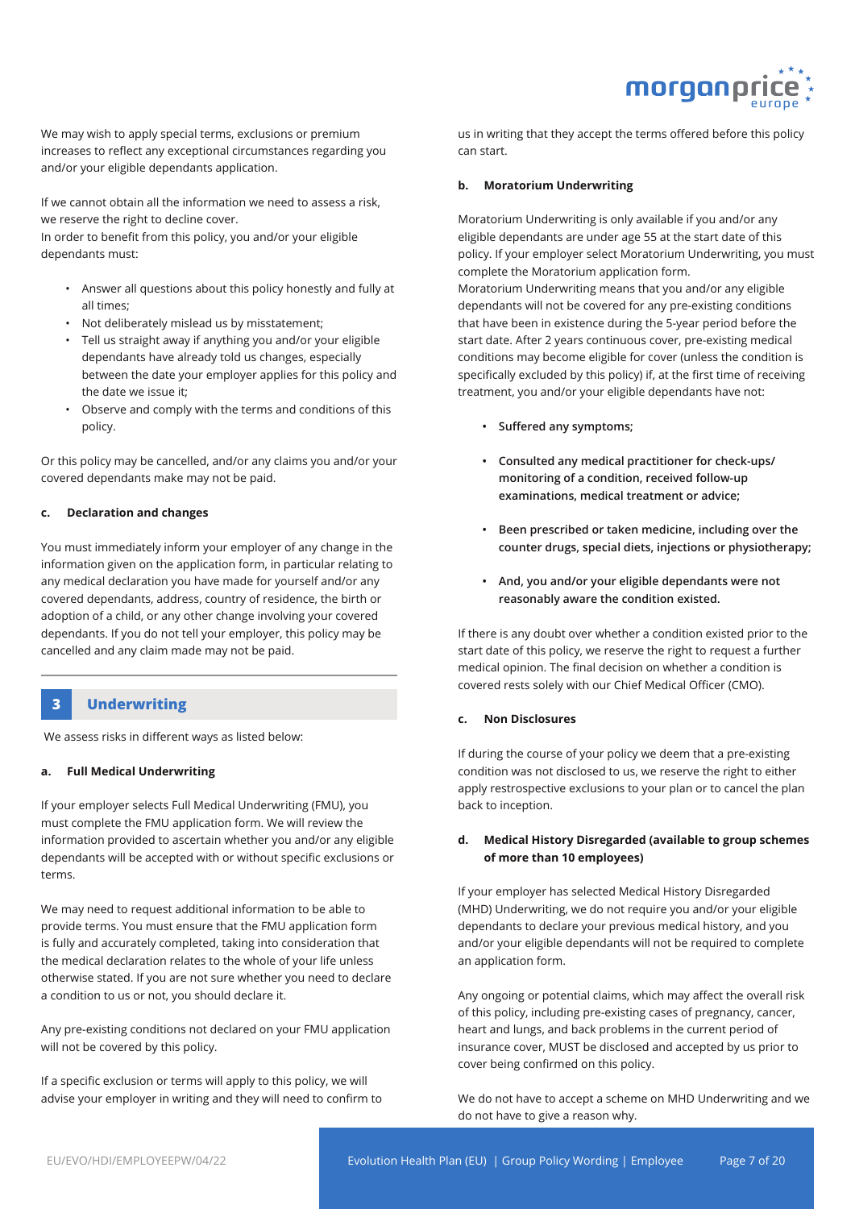We may wish to apply special terms, exclusions or premium increases to reflect any exceptional circumstances regarding you and/or your eligible dependants application.

If we cannot obtain all the information we need to assess a risk, we reserve the right to decline cover.
In order to benefit from this policy, you and/or your eligible dependants must:

- Answer all questions about this policy honestly and fully at all times;
- Not deliberately mislead us by misstatement;
- Tell us straight away if anything you and/or your eligible dependants have already told us changes, especially between the date your employer applies for this policy and the date we issue it;
- Observe and comply with the terms and conditions of this policy.

Or this policy may be cancelled, and/or any claims you and/or your covered dependants make may not be paid.

#### c. Declaration and changes

You must immediately inform your employer of any change in the information given on the application form, in particular relating to any medical declaration you have made for yourself and/or any covered dependants, address, country of residence, the birth or adoption of a child, or any other change involving your covered dependants. If you do not tell your employer, this policy may be cancelled and any claim made may not be paid.

## 3 Underwriting

We assess risks in different ways as listed below:

#### a. Full Medical Underwriting

If your employer selects Full Medical Underwriting (FMU), you must complete the FMU application form. We will review the information provided to ascertain whether you and/or any eligible dependants will be accepted with or without specific exclusions or terms.

We may need to request additional information to be able to provide terms. You must ensure that the FMU application form is fully and accurately completed, taking into consideration that the medical declaration relates to the whole of your life unless otherwise stated. If you are not sure whether you need to declare a condition to us or not, you should declare it.

Any pre-existing conditions not declared on your FMU application will not be covered by this policy.

If a specific exclusion or terms will apply to this policy, we will advise your employer in writing and they will need to confirm to us in writing that they accept the terms offered before this policy can start.

#### b. Moratorium Underwriting

Moratorium Underwriting is only available if you and/or any eligible dependants are under age 55 at the start date of this policy. If your employer select Moratorium Underwriting, you must complete the Moratorium application form.
Moratorium Underwriting means that you and/or any eligible dependants will not be covered for any pre-existing conditions that have been in existence during the 5-year period before the start date. After 2 years continuous cover, pre-existing medical conditions may become eligible for cover (unless the condition is specifically excluded by this policy) if, at the first time of receiving treatment, you and/or your eligible dependants have not:

- **Suffered any symptoms;**
- **Consulted any medical practitioner for check-ups/ monitoring of a condition, received follow-up examinations, medical treatment or advice;**
- **Been prescribed or taken medicine, including over the counter drugs, special diets, injections or physiotherapy;**
- **And, you and/or your eligible dependants were not reasonably aware the condition existed.**

If there is any doubt over whether a condition existed prior to the start date of this policy, we reserve the right to request a further medical opinion. The final decision on whether a condition is covered rests solely with our Chief Medical Officer (CMO).

#### c. Non Disclosures

If during the course of your policy we deem that a pre-existing condition was not disclosed to us, we reserve the right to either apply restrospective exclusions to your plan or to cancel the plan back to inception.

#### d. Medical History Disregarded (available to group schemes of more than 10 employees)

If your employer has selected Medical History Disregarded (MHD) Underwriting, we do not require you and/or your eligible dependants to declare your previous medical history, and you and/or your eligible dependants will not be required to complete an application form.

Any ongoing or potential claims, which may affect the overall risk of this policy, including pre-existing cases of pregnancy, cancer, heart and lungs, and back problems in the current period of insurance cover, MUST be disclosed and accepted by us prior to cover being confirmed on this policy.

We do not have to accept a scheme on MHD Underwriting and we do not have to give a reason why.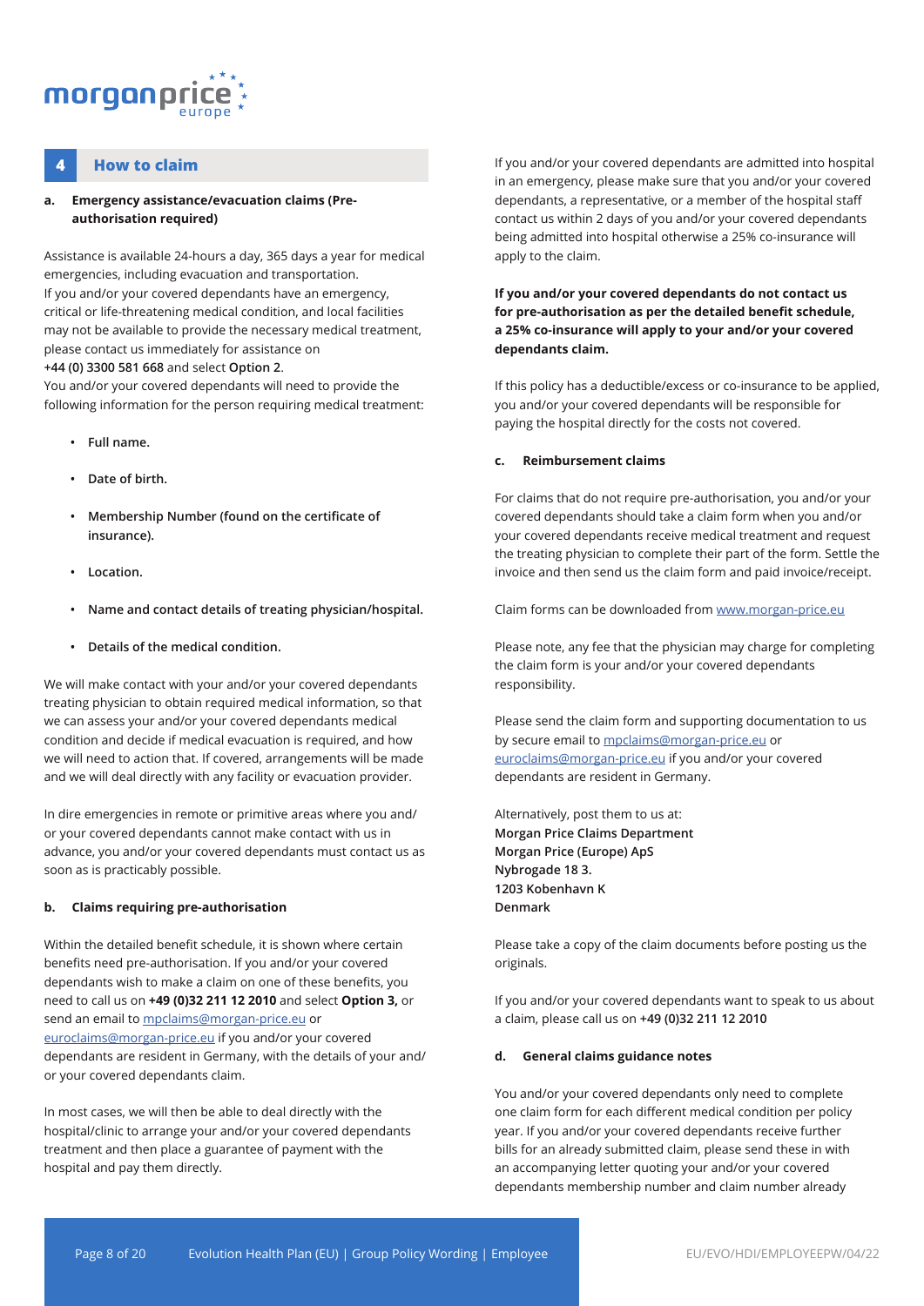## 4 How to claim

### a. Emergency assistance/evacuation claims (Pre-authorisation required)

Assistance is available 24-hours a day, 365 days a year for medical emergencies, including evacuation and transportation.
If you and/or your covered dependants have an emergency, critical or life-threatening medical condition, and local facilities may not be available to provide the necessary medical treatment, please contact us immediately for assistance on
+44 (0) 3300 581 668 and select **Option 2**.
You and/or your covered dependants will need to provide the following information for the person requiring medical treatment:

- Full name.
- Date of birth.
- Membership Number (found on the certificate of insurance).
- Location.
- Name and contact details of treating physician/hospital.
- Details of the medical condition.

We will make contact with your and/or your covered dependants treating physician to obtain required medical information, so that we can assess your and/or your covered dependants medical condition and decide if medical evacuation is required, and how we will need to action that. If covered, arrangements will be made and we will deal directly with any facility or evacuation provider.

In dire emergencies in remote or primitive areas where you and/or your covered dependants cannot make contact with us in advance, you and/or your covered dependants must contact us as soon as is practicably possible.

### b. Claims requiring pre-authorisation

Within the detailed benefit schedule, it is shown where certain benefits need pre-authorisation. If you and/or your covered dependants wish to make a claim on one of these benefits, you need to call us on **+49 (0)32 211 12 2010** and select **Option 3,** or send an email to mpclaims@morgan-price.eu or euroclaims@morgan-price.eu if you and/or your covered dependants are resident in Germany, with the details of your and/or your covered dependants claim.

In most cases, we will then be able to deal directly with the hospital/clinic to arrange your and/or your covered dependants treatment and then place a guarantee of payment with the hospital and pay them directly.

If you and/or your covered dependants are admitted into hospital in an emergency, please make sure that you and/or your covered dependants, a representative, or a member of the hospital staff contact us within 2 days of you and/or your covered dependants being admitted into hospital otherwise a 25% co-insurance will apply to the claim.

**If you and/or your covered dependants do not contact us for pre-authorisation as per the detailed benefit schedule, a 25% co-insurance will apply to your and/or your covered dependants claim.**

If this policy has a deductible/excess or co-insurance to be applied, you and/or your covered dependants will be responsible for paying the hospital directly for the costs not covered.

### c. Reimbursement claims

For claims that do not require pre-authorisation, you and/or your covered dependants should take a claim form when you and/or your covered dependants receive medical treatment and request the treating physician to complete their part of the form. Settle the invoice and then send us the claim form and paid invoice/receipt.

Claim forms can be downloaded from www.morgan-price.eu

Please note, any fee that the physician may charge for completing the claim form is your and/or your covered dependants responsibility.

Please send the claim form and supporting documentation to us by secure email to mpclaims@morgan-price.eu or euroclaims@morgan-price.eu if you and/or your covered dependants are resident in Germany.

Alternatively, post them to us at:
**Morgan Price Claims Department**
**Morgan Price (Europe) ApS**
**Nybrogade 18 3.**
**1203 Kobenhavn K**
**Denmark**

Please take a copy of the claim documents before posting us the originals.

If you and/or your covered dependants want to speak to us about a claim, please call us on +49 (0)32 211 12 2010

### d. General claims guidance notes

You and/or your covered dependants only need to complete one claim form for each different medical condition per policy year. If you and/or your covered dependants receive further bills for an already submitted claim, please send these in with an accompanying letter quoting your and/or your covered dependants membership number and claim number already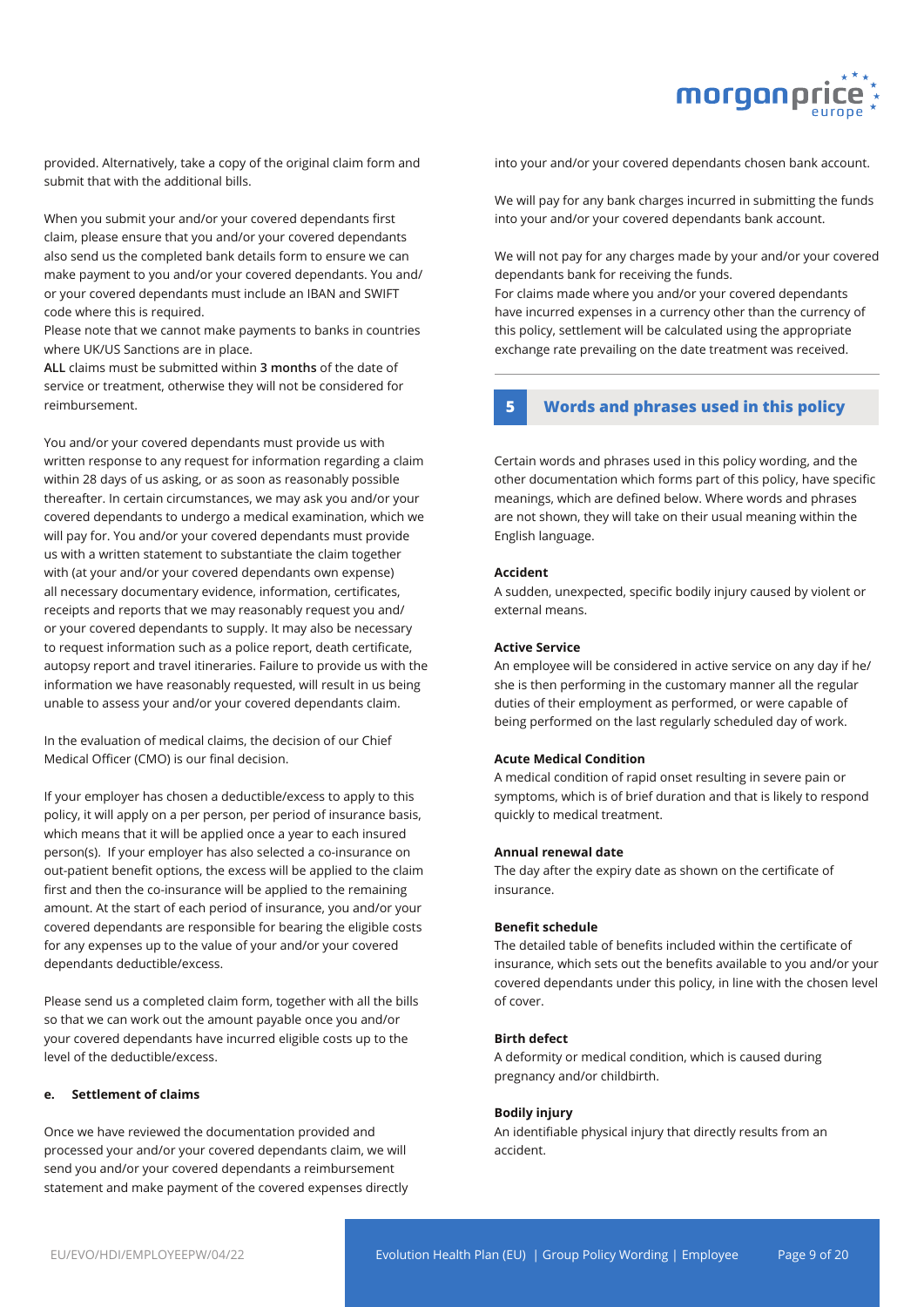provided. Alternatively, take a copy of the original claim form and submit that with the additional bills.

When you submit your and/or your covered dependants first claim, please ensure that you and/or your covered dependants also send us the completed bank details form to ensure we can make payment to you and/or your covered dependants. You and/or your covered dependants must include an IBAN and SWIFT code where this is required.
Please note that we cannot make payments to banks in countries where UK/US Sanctions are in place.
**ALL** claims must be submitted within **3 months** of the date of service or treatment, otherwise they will not be considered for reimbursement.

You and/or your covered dependants must provide us with written response to any request for information regarding a claim within 28 days of us asking, or as soon as reasonably possible thereafter. In certain circumstances, we may ask you and/or your covered dependants to undergo a medical examination, which we will pay for. You and/or your covered dependants must provide us with a written statement to substantiate the claim together with (at your and/or your covered dependants own expense) all necessary documentary evidence, information, certificates, receipts and reports that we may reasonably request you and/or your covered dependants to supply. It may also be necessary to request information such as a police report, death certificate, autopsy report and travel itineraries. Failure to provide us with the information we have reasonably requested, will result in us being unable to assess your and/or your covered dependants claim.

In the evaluation of medical claims, the decision of our Chief Medical Officer (CMO) is our final decision.

If your employer has chosen a deductible/excess to apply to this policy, it will apply on a per person, per period of insurance basis, which means that it will be applied once a year to each insured person(s). If your employer has also selected a co-insurance on out-patient benefit options, the excess will be applied to the claim first and then the co-insurance will be applied to the remaining amount. At the start of each period of insurance, you and/or your covered dependants are responsible for bearing the eligible costs for any expenses up to the value of your and/or your covered dependants deductible/excess.

Please send us a completed claim form, together with all the bills so that we can work out the amount payable once you and/or your covered dependants have incurred eligible costs up to the level of the deductible/excess.

#### e. Settlement of claims

Once we have reviewed the documentation provided and processed your and/or your covered dependants claim, we will send you and/or your covered dependants a reimbursement statement and make payment of the covered expenses directly into your and/or your covered dependants chosen bank account.

We will pay for any bank charges incurred in submitting the funds into your and/or your covered dependants bank account.

We will not pay for any charges made by your and/or your covered dependants bank for receiving the funds.
For claims made where you and/or your covered dependants have incurred expenses in a currency other than the currency of this policy, settlement will be calculated using the appropriate exchange rate prevailing on the date treatment was received.

## 5 Words and phrases used in this policy

Certain words and phrases used in this policy wording, and the other documentation which forms part of this policy, have specific meanings, which are defined below. Where words and phrases are not shown, they will take on their usual meaning within the English language.

**Accident**
A sudden, unexpected, specific bodily injury caused by violent or external means.

**Active Service**
An employee will be considered in active service on any day if he/she is then performing in the customary manner all the regular duties of their employment as performed, or were capable of being performed on the last regularly scheduled day of work.

**Acute Medical Condition**
A medical condition of rapid onset resulting in severe pain or symptoms, which is of brief duration and that is likely to respond quickly to medical treatment.

**Annual renewal date**
The day after the expiry date as shown on the certificate of insurance.

**Benefit schedule**
The detailed table of benefits included within the certificate of insurance, which sets out the benefits available to you and/or your covered dependants under this policy, in line with the chosen level of cover.

**Birth defect**
A deformity or medical condition, which is caused during pregnancy and/or childbirth.

**Bodily injury**
An identifiable physical injury that directly results from an accident.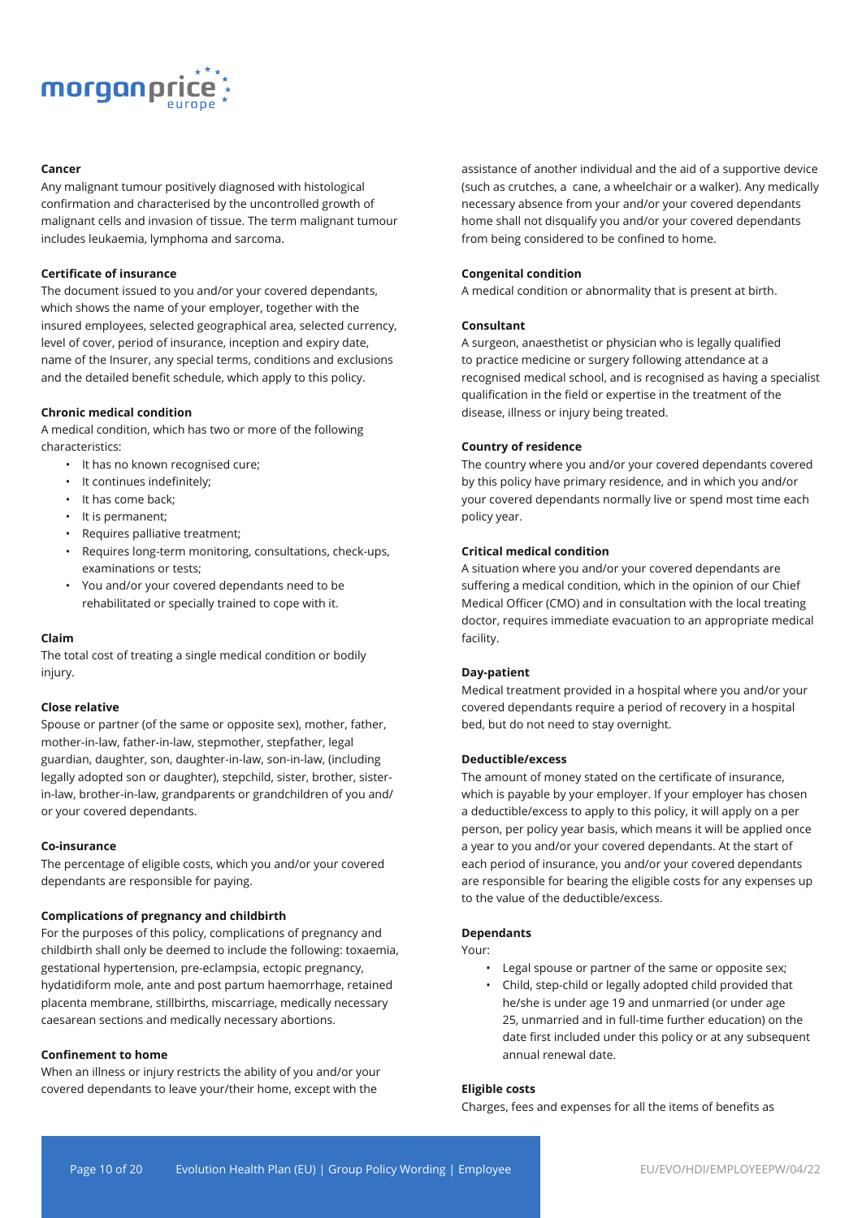**Cancer**
Any malignant tumour positively diagnosed with histological confirmation and characterised by the uncontrolled growth of malignant cells and invasion of tissue. The term malignant tumour includes leukaemia, lymphoma and sarcoma.

**Certificate of insurance**
The document issued to you and/or your covered dependants, which shows the name of your employer, together with the insured employees, selected geographical area, selected currency, level of cover, period of insurance, inception and expiry date, name of the Insurer, any special terms, conditions and exclusions and the detailed benefit schedule, which apply to this policy.

**Chronic medical condition**
A medical condition, which has two or more of the following characteristics:

- It has no known recognised cure;
- It continues indefinitely;
- It has come back;
- It is permanent;
- Requires palliative treatment;
- Requires long-term monitoring, consultations, check-ups, examinations or tests;
- You and/or your covered dependants need to be rehabilitated or specially trained to cope with it.

**Claim**
The total cost of treating a single medical condition or bodily injury.

**Close relative**
Spouse or partner (of the same or opposite sex), mother, father, mother-in-law, father-in-law, stepmother, stepfather, legal guardian, daughter, son, daughter-in-law, son-in-law, (including legally adopted son or daughter), stepchild, sister, brother, sister-in-law, brother-in-law, grandparents or grandchildren of you and/or your covered dependants.

**Co-insurance**
The percentage of eligible costs, which you and/or your covered dependants are responsible for paying.

**Complications of pregnancy and childbirth**
For the purposes of this policy, complications of pregnancy and childbirth shall only be deemed to include the following: toxaemia, gestational hypertension, pre-eclampsia, ectopic pregnancy, hydatidiform mole, ante and post partum haemorrhage, retained placenta membrane, stillbirths, miscarriage, medically necessary caesarean sections and medically necessary abortions.

**Confinement to home**
When an illness or injury restricts the ability of you and/or your covered dependants to leave your/their home, except with the assistance of another individual and the aid of a supportive device (such as crutches, a cane, a wheelchair or a walker). Any medically necessary absence from your and/or your covered dependants home shall not disqualify you and/or your covered dependants from being considered to be confined to home.

**Congenital condition**
A medical condition or abnormality that is present at birth.

**Consultant**
A surgeon, anaesthetist or physician who is legally qualified to practice medicine or surgery following attendance at a recognised medical school, and is recognised as having a specialist qualification in the field or expertise in the treatment of the disease, illness or injury being treated.

**Country of residence**
The country where you and/or your covered dependants covered by this policy have primary residence, and in which you and/or your covered dependants normally live or spend most time each policy year.

**Critical medical condition**
A situation where you and/or your covered dependants are suffering a medical condition, which in the opinion of our Chief Medical Officer (CMO) and in consultation with the local treating doctor, requires immediate evacuation to an appropriate medical facility.

**Day-patient**
Medical treatment provided in a hospital where you and/or your covered dependants require a period of recovery in a hospital bed, but do not need to stay overnight.

**Deductible/excess**
The amount of money stated on the certificate of insurance, which is payable by your employer. If your employer has chosen a deductible/excess to apply to this policy, it will apply on a per person, per policy year basis, which means it will be applied once a year to you and/or your covered dependants. At the start of each period of insurance, you and/or your covered dependants are responsible for bearing the eligible costs for any expenses up to the value of the deductible/excess.

**Dependants**
Your:

- Legal spouse or partner of the same or opposite sex;
- Child, step-child or legally adopted child provided that he/she is under age 19 and unmarried (or under age 25, unmarried and in full-time further education) on the date first included under this policy or at any subsequent annual renewal date.

**Eligible costs**
Charges, fees and expenses for all the items of benefits as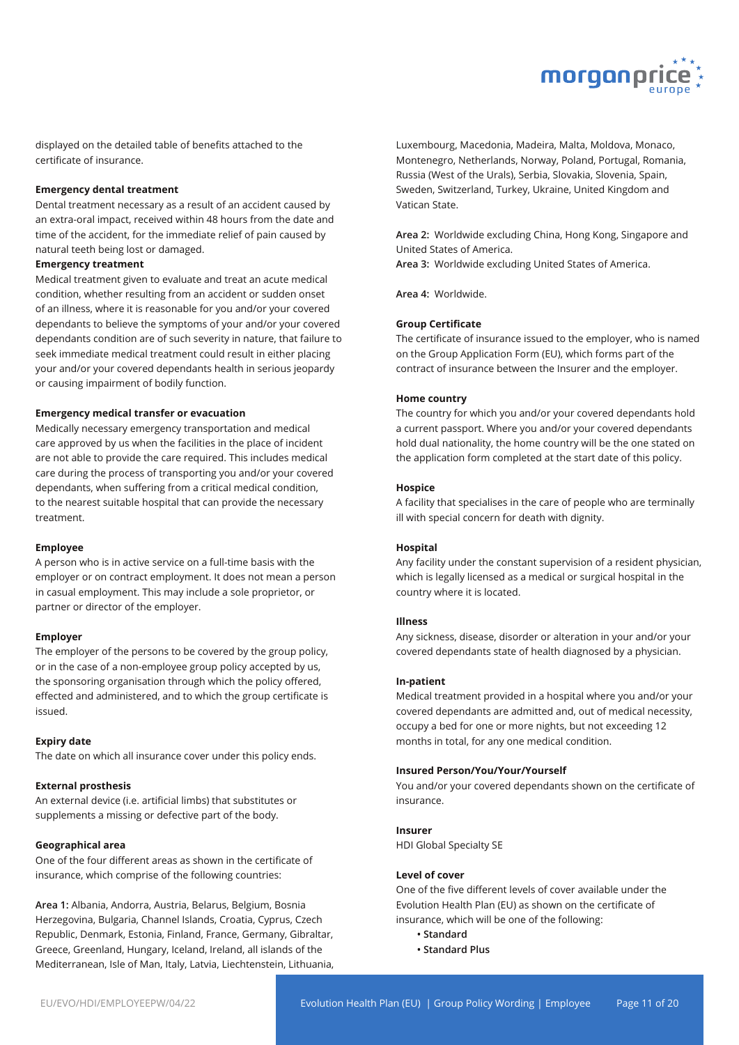displayed on the detailed table of benefits attached to the certificate of insurance.

**Emergency dental treatment**

Dental treatment necessary as a result of an accident caused by an extra-oral impact, received within 48 hours from the date and time of the accident, for the immediate relief of pain caused by natural teeth being lost or damaged.

**Emergency treatment**

Medical treatment given to evaluate and treat an acute medical condition, whether resulting from an accident or sudden onset of an illness, where it is reasonable for you and/or your covered dependants to believe the symptoms of your and/or your covered dependants condition are of such severity in nature, that failure to seek immediate medical treatment could result in either placing your and/or your covered dependants health in serious jeopardy or causing impairment of bodily function.

**Emergency medical transfer or evacuation**

Medically necessary emergency transportation and medical care approved by us when the facilities in the place of incident are not able to provide the care required. This includes medical care during the process of transporting you and/or your covered dependants, when suffering from a critical medical condition, to the nearest suitable hospital that can provide the necessary treatment.

**Employee**

A person who is in active service on a full-time basis with the employer or on contract employment. It does not mean a person in casual employment. This may include a sole proprietor, or partner or director of the employer.

**Employer**

The employer of the persons to be covered by the group policy, or in the case of a non-employee group policy accepted by us, the sponsoring organisation through which the policy offered, effected and administered, and to which the group certificate is issued.

**Expiry date**

The date on which all insurance cover under this policy ends.

**External prosthesis**

An external device (i.e. artificial limbs) that substitutes or supplements a missing or defective part of the body.

**Geographical area**

One of the four different areas as shown in the certificate of insurance, which comprise of the following countries:

**Area 1:** Albania, Andorra, Austria, Belarus, Belgium, Bosnia Herzegovina, Bulgaria, Channel Islands, Croatia, Cyprus, Czech Republic, Denmark, Estonia, Finland, France, Germany, Gibraltar, Greece, Greenland, Hungary, Iceland, Ireland, all islands of the Mediterranean, Isle of Man, Italy, Latvia, Liechtenstein, Lithuania, Luxembourg, Macedonia, Madeira, Malta, Moldova, Monaco, Montenegro, Netherlands, Norway, Poland, Portugal, Romania, Russia (West of the Urals), Serbia, Slovakia, Slovenia, Spain, Sweden, Switzerland, Turkey, Ukraine, United Kingdom and Vatican State.

**Area 2:** Worldwide excluding China, Hong Kong, Singapore and United States of America.

**Area 3:** Worldwide excluding United States of America.

**Area 4:** Worldwide.

**Group Certificate**

The certificate of insurance issued to the employer, who is named on the Group Application Form (EU), which forms part of the contract of insurance between the Insurer and the employer.

**Home country**

The country for which you and/or your covered dependants hold a current passport. Where you and/or your covered dependants hold dual nationality, the home country will be the one stated on the application form completed at the start date of this policy.

**Hospice**

A facility that specialises in the care of people who are terminally ill with special concern for death with dignity.

**Hospital**

Any facility under the constant supervision of a resident physician, which is legally licensed as a medical or surgical hospital in the country where it is located.

**Illness**

Any sickness, disease, disorder or alteration in your and/or your covered dependants state of health diagnosed by a physician.

**In-patient**

Medical treatment provided in a hospital where you and/or your covered dependants are admitted and, out of medical necessity, occupy a bed for one or more nights, but not exceeding 12 months in total, for any one medical condition.

**Insured Person/You/Your/Yourself**

You and/or your covered dependants shown on the certificate of insurance.

**Insurer**

HDI Global Specialty SE

**Level of cover**

One of the five different levels of cover available under the Evolution Health Plan (EU) as shown on the certificate of insurance, which will be one of the following:

- **Standard**
- **Standard Plus**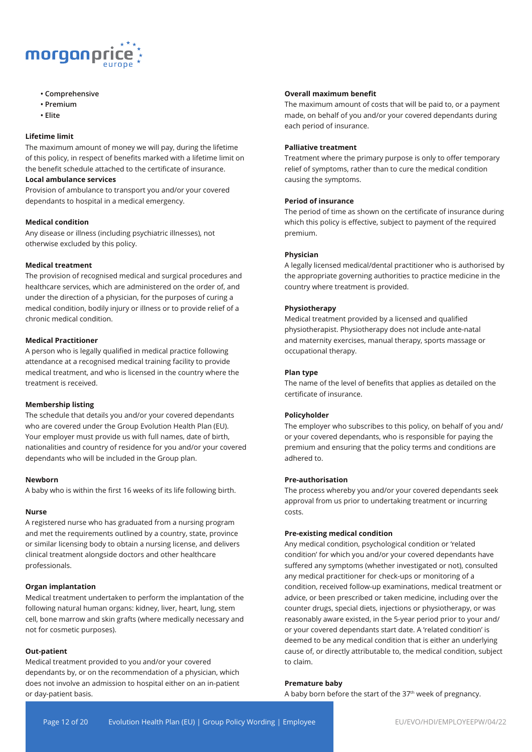- Comprehensive
- Premium
- Elite

**Lifetime limit**

The maximum amount of money we will pay, during the lifetime of this policy, in respect of benefits marked with a lifetime limit on the benefit schedule attached to the certificate of insurance.

**Local ambulance services**

Provision of ambulance to transport you and/or your covered dependants to hospital in a medical emergency.

**Medical condition**

Any disease or illness (including psychiatric illnesses), not otherwise excluded by this policy.

**Medical treatment**

The provision of recognised medical and surgical procedures and healthcare services, which are administered on the order of, and under the direction of a physician, for the purposes of curing a medical condition, bodily injury or illness or to provide relief of a chronic medical condition.

**Medical Practitioner**

A person who is legally qualified in medical practice following attendance at a recognised medical training facility to provide medical treatment, and who is licensed in the country where the treatment is received.

**Membership listing**

The schedule that details you and/or your covered dependants who are covered under the Group Evolution Health Plan (EU). Your employer must provide us with full names, date of birth, nationalities and country of residence for you and/or your covered dependants who will be included in the Group plan.

**Newborn**

A baby who is within the first 16 weeks of its life following birth.

**Nurse**

A registered nurse who has graduated from a nursing program and met the requirements outlined by a country, state, province or similar licensing body to obtain a nursing license, and delivers clinical treatment alongside doctors and other healthcare professionals.

**Organ implantation**

Medical treatment undertaken to perform the implantation of the following natural human organs: kidney, liver, heart, lung, stem cell, bone marrow and skin grafts (where medically necessary and not for cosmetic purposes).

**Out-patient**

Medical treatment provided to you and/or your covered dependants by, or on the recommendation of a physician, which does not involve an admission to hospital either on an in-patient or day-patient basis.

**Overall maximum benefit**

The maximum amount of costs that will be paid to, or a payment made, on behalf of you and/or your covered dependants during each period of insurance.

**Palliative treatment**

Treatment where the primary purpose is only to offer temporary relief of symptoms, rather than to cure the medical condition causing the symptoms.

**Period of insurance**

The period of time as shown on the certificate of insurance during which this policy is effective, subject to payment of the required premium.

**Physician**

A legally licensed medical/dental practitioner who is authorised by the appropriate governing authorities to practice medicine in the country where treatment is provided.

**Physiotherapy**

Medical treatment provided by a licensed and qualified physiotherapist. Physiotherapy does not include ante-natal and maternity exercises, manual therapy, sports massage or occupational therapy.

**Plan type**

The name of the level of benefits that applies as detailed on the certificate of insurance.

**Policyholder**

The employer who subscribes to this policy, on behalf of you and/or your covered dependants, who is responsible for paying the premium and ensuring that the policy terms and conditions are adhered to.

**Pre-authorisation**

The process whereby you and/or your covered dependants seek approval from us prior to undertaking treatment or incurring costs.

**Pre-existing medical condition**

Any medical condition, psychological condition or 'related condition' for which you and/or your covered dependants have suffered any symptoms (whether investigated or not), consulted any medical practitioner for check-ups or monitoring of a condition, received follow-up examinations, medical treatment or advice, or been prescribed or taken medicine, including over the counter drugs, special diets, injections or physiotherapy, or was reasonably aware existed, in the 5-year period prior to your and/or your covered dependants start date. A 'related condition' is deemed to be any medical condition that is either an underlying cause of, or directly attributable to, the medical condition, subject to claim.

**Premature baby**

A baby born before the start of the 37th week of pregnancy.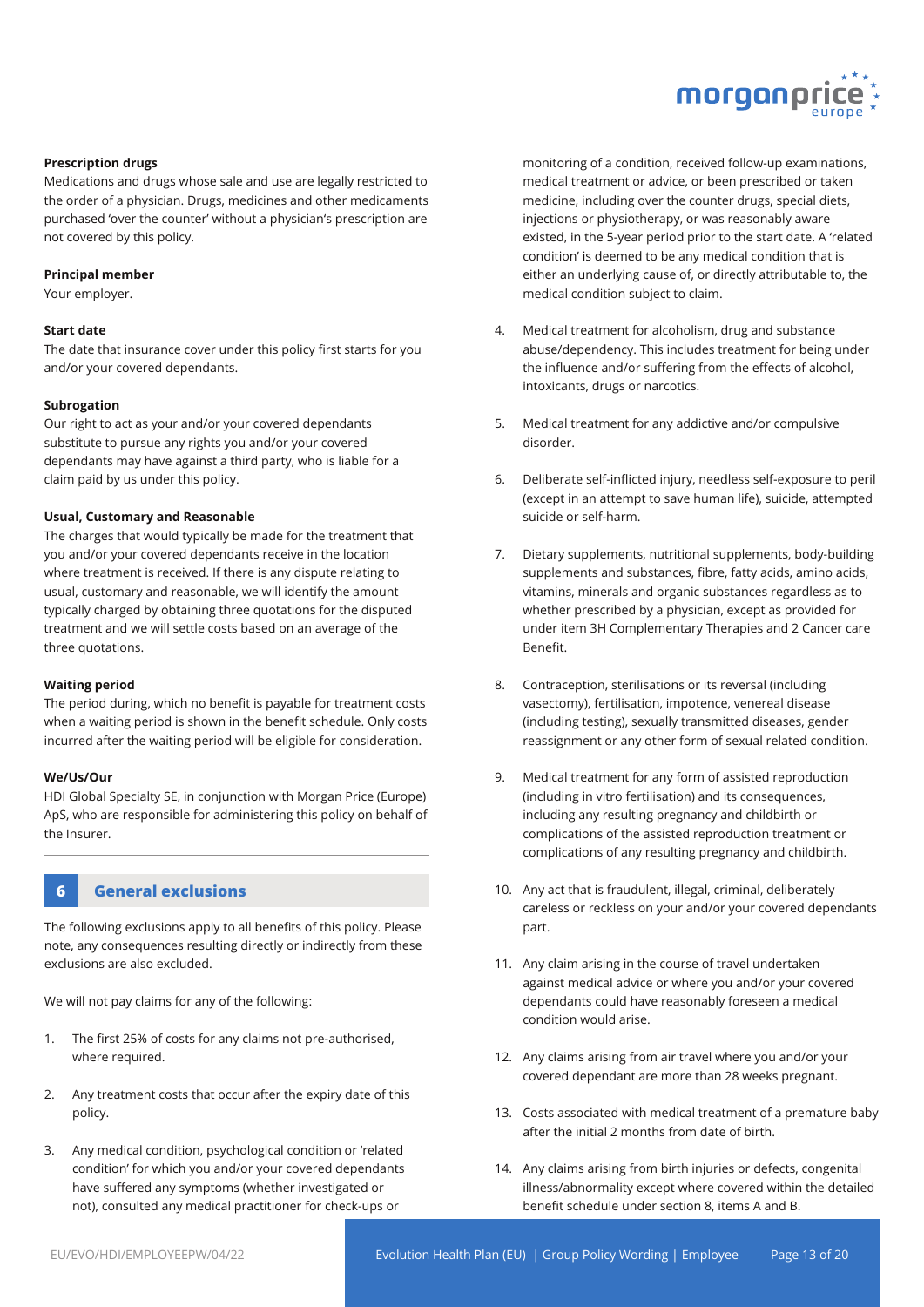**Prescription drugs**

Medications and drugs whose sale and use are legally restricted to the order of a physician. Drugs, medicines and other medicaments purchased 'over the counter' without a physician's prescription are not covered by this policy.

**Principal member**

Your employer.

**Start date**

The date that insurance cover under this policy first starts for you and/or your covered dependants.

**Subrogation**

Our right to act as your and/or your covered dependants substitute to pursue any rights you and/or your covered dependants may have against a third party, who is liable for a claim paid by us under this policy.

**Usual, Customary and Reasonable**

The charges that would typically be made for the treatment that you and/or your covered dependants receive in the location where treatment is received. If there is any dispute relating to usual, customary and reasonable, we will identify the amount typically charged by obtaining three quotations for the disputed treatment and we will settle costs based on an average of the three quotations.

**Waiting period**

The period during, which no benefit is payable for treatment costs when a waiting period is shown in the benefit schedule. Only costs incurred after the waiting period will be eligible for consideration.

**We/Us/Our**

HDI Global Specialty SE, in conjunction with Morgan Price (Europe) ApS, who are responsible for administering this policy on behalf of the Insurer.

## 6 General exclusions

The following exclusions apply to all benefits of this policy. Please note, any consequences resulting directly or indirectly from these exclusions are also excluded.

We will not pay claims for any of the following:

1. The first 25% of costs for any claims not pre-authorised, where required.
2. Any treatment costs that occur after the expiry date of this policy.
3. Any medical condition, psychological condition or 'related condition' for which you and/or your covered dependants have suffered any symptoms (whether investigated or not), consulted any medical practitioner for check-ups or monitoring of a condition, received follow-up examinations, medical treatment or advice, or been prescribed or taken medicine, including over the counter drugs, special diets, injections or physiotherapy, or was reasonably aware existed, in the 5-year period prior to the start date. A 'related condition' is deemed to be any medical condition that is either an underlying cause of, or directly attributable to, the medical condition subject to claim.
4. Medical treatment for alcoholism, drug and substance abuse/dependency. This includes treatment for being under the influence and/or suffering from the effects of alcohol, intoxicants, drugs or narcotics.
5. Medical treatment for any addictive and/or compulsive disorder.
6. Deliberate self-inflicted injury, needless self-exposure to peril (except in an attempt to save human life), suicide, attempted suicide or self-harm.
7. Dietary supplements, nutritional supplements, body-building supplements and substances, fibre, fatty acids, amino acids, vitamins, minerals and organic substances regardless as to whether prescribed by a physician, except as provided for under item 3H Complementary Therapies and 2 Cancer care Benefit.
8. Contraception, sterilisations or its reversal (including vasectomy), fertilisation, impotence, venereal disease (including testing), sexually transmitted diseases, gender reassignment or any other form of sexual related condition.
9. Medical treatment for any form of assisted reproduction (including in vitro fertilisation) and its consequences, including any resulting pregnancy and childbirth or complications of the assisted reproduction treatment or complications of any resulting pregnancy and childbirth.
10. Any act that is fraudulent, illegal, criminal, deliberately careless or reckless on your and/or your covered dependants part.
11. Any claim arising in the course of travel undertaken against medical advice or where you and/or your covered dependants could have reasonably foreseen a medical condition would arise.
12. Any claims arising from air travel where you and/or your covered dependant are more than 28 weeks pregnant.
13. Costs associated with medical treatment of a premature baby after the initial 2 months from date of birth.
14. Any claims arising from birth injuries or defects, congenital illness/abnormality except where covered within the detailed benefit schedule under section 8, items A and B.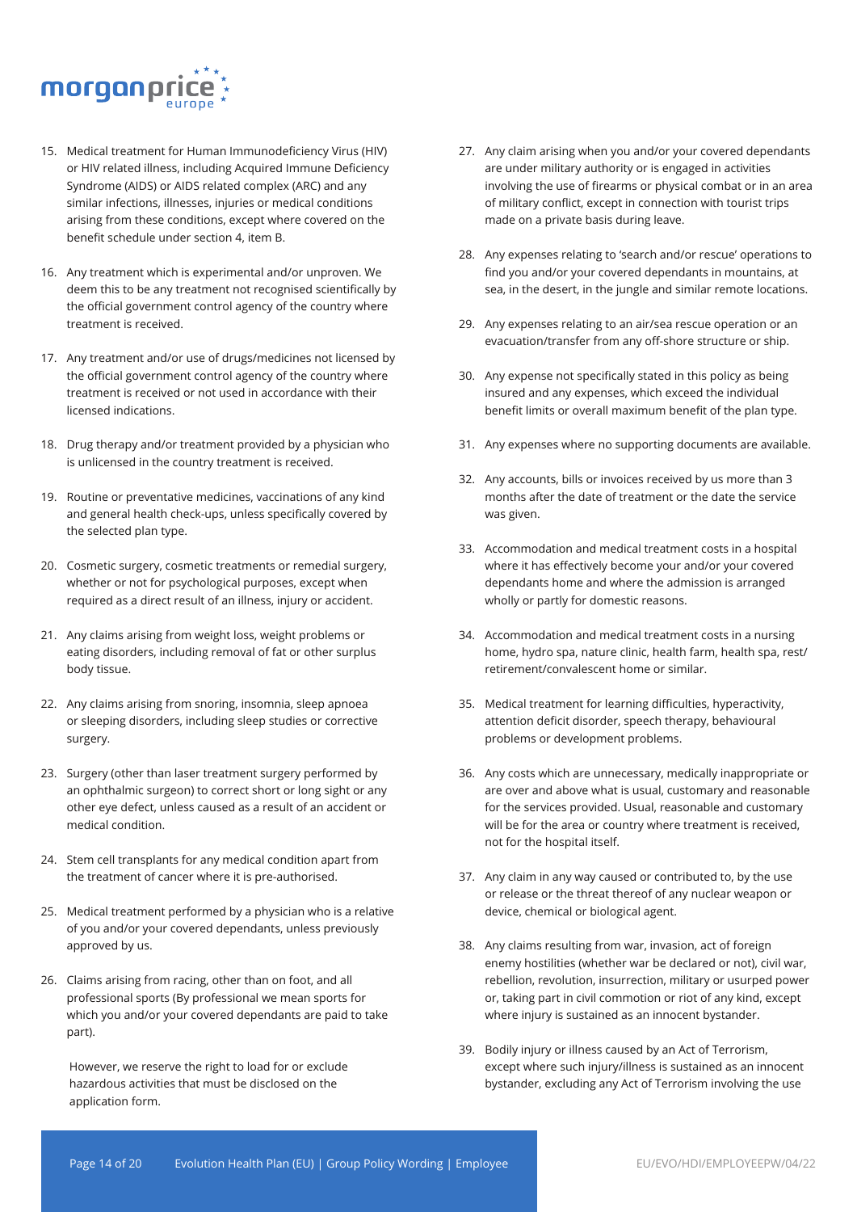15. Medical treatment for Human Immunodeficiency Virus (HIV) or HIV related illness, including Acquired Immune Deficiency Syndrome (AIDS) or AIDS related complex (ARC) and any similar infections, illnesses, injuries or medical conditions arising from these conditions, except where covered on the benefit schedule under section 4, item B.

16. Any treatment which is experimental and/or unproven. We deem this to be any treatment not recognised scientifically by the official government control agency of the country where treatment is received.

17. Any treatment and/or use of drugs/medicines not licensed by the official government control agency of the country where treatment is received or not used in accordance with their licensed indications.

18. Drug therapy and/or treatment provided by a physician who is unlicensed in the country treatment is received.

19. Routine or preventative medicines, vaccinations of any kind and general health check-ups, unless specifically covered by the selected plan type.

20. Cosmetic surgery, cosmetic treatments or remedial surgery, whether or not for psychological purposes, except when required as a direct result of an illness, injury or accident.

21. Any claims arising from weight loss, weight problems or eating disorders, including removal of fat or other surplus body tissue.

22. Any claims arising from snoring, insomnia, sleep apnoea or sleeping disorders, including sleep studies or corrective surgery.

23. Surgery (other than laser treatment surgery performed by an ophthalmic surgeon) to correct short or long sight or any other eye defect, unless caused as a result of an accident or medical condition.

24. Stem cell transplants for any medical condition apart from the treatment of cancer where it is pre-authorised.

25. Medical treatment performed by a physician who is a relative of you and/or your covered dependants, unless previously approved by us.

26. Claims arising from racing, other than on foot, and all professional sports (By professional we mean sports for which you and/or your covered dependants are paid to take part).

    However, we reserve the right to load for or exclude hazardous activities that must be disclosed on the application form.

27. Any claim arising when you and/or your covered dependants are under military authority or is engaged in activities involving the use of firearms or physical combat or in an area of military conflict, except in connection with tourist trips made on a private basis during leave.

28. Any expenses relating to 'search and/or rescue' operations to find you and/or your covered dependants in mountains, at sea, in the desert, in the jungle and similar remote locations.

29. Any expenses relating to an air/sea rescue operation or an evacuation/transfer from any off-shore structure or ship.

30. Any expense not specifically stated in this policy as being insured and any expenses, which exceed the individual benefit limits or overall maximum benefit of the plan type.

31. Any expenses where no supporting documents are available.

32. Any accounts, bills or invoices received by us more than 3 months after the date of treatment or the date the service was given.

33. Accommodation and medical treatment costs in a hospital where it has effectively become your and/or your covered dependants home and where the admission is arranged wholly or partly for domestic reasons.

34. Accommodation and medical treatment costs in a nursing home, hydro spa, nature clinic, health farm, health spa, rest/ retirement/convalescent home or similar.

35. Medical treatment for learning difficulties, hyperactivity, attention deficit disorder, speech therapy, behavioural problems or development problems.

36. Any costs which are unnecessary, medically inappropriate or are over and above what is usual, customary and reasonable for the services provided. Usual, reasonable and customary will be for the area or country where treatment is received, not for the hospital itself.

37. Any claim in any way caused or contributed to, by the use or release or the threat thereof of any nuclear weapon or device, chemical or biological agent.

38. Any claims resulting from war, invasion, act of foreign enemy hostilities (whether war be declared or not), civil war, rebellion, revolution, insurrection, military or usurped power or, taking part in civil commotion or riot of any kind, except where injury is sustained as an innocent bystander.

39. Bodily injury or illness caused by an Act of Terrorism, except where such injury/illness is sustained as an innocent bystander, excluding any Act of Terrorism involving the use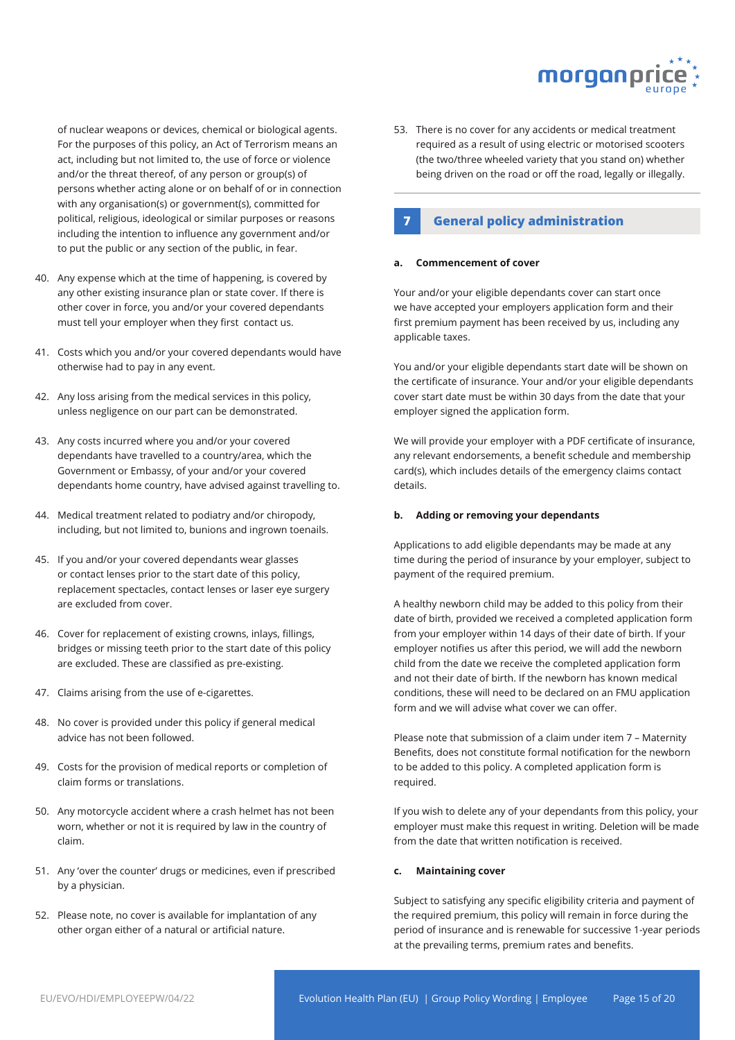of nuclear weapons or devices, chemical or biological agents. For the purposes of this policy, an Act of Terrorism means an act, including but not limited to, the use of force or violence and/or the threat thereof, of any person or group(s) of persons whether acting alone or on behalf of or in connection with any organisation(s) or government(s), committed for political, religious, ideological or similar purposes or reasons including the intention to influence any government and/or to put the public or any section of the public, in fear.

40. Any expense which at the time of happening, is covered by any other existing insurance plan or state cover. If there is other cover in force, you and/or your covered dependants must tell your employer when they first contact us.

41. Costs which you and/or your covered dependants would have otherwise had to pay in any event.

42. Any loss arising from the medical services in this policy, unless negligence on our part can be demonstrated.

43. Any costs incurred where you and/or your covered dependants have travelled to a country/area, which the Government or Embassy, of your and/or your covered dependants home country, have advised against travelling to.

44. Medical treatment related to podiatry and/or chiropody, including, but not limited to, bunions and ingrown toenails.

45. If you and/or your covered dependants wear glasses or contact lenses prior to the start date of this policy, replacement spectacles, contact lenses or laser eye surgery are excluded from cover.

46. Cover for replacement of existing crowns, inlays, fillings, bridges or missing teeth prior to the start date of this policy are excluded. These are classified as pre-existing.

47. Claims arising from the use of e-cigarettes.

48. No cover is provided under this policy if general medical advice has not been followed.

49. Costs for the provision of medical reports or completion of claim forms or translations.

50. Any motorcycle accident where a crash helmet has not been worn, whether or not it is required by law in the country of claim.

51. Any 'over the counter' drugs or medicines, even if prescribed by a physician.

52. Please note, no cover is available for implantation of any other organ either of a natural or artificial nature.

53. There is no cover for any accidents or medical treatment required as a result of using electric or motorised scooters (the two/three wheeled variety that you stand on) whether being driven on the road or off the road, legally or illegally.

## 7 General policy administration

### a. Commencement of cover

Your and/or your eligible dependants cover can start once we have accepted your employers application form and their first premium payment has been received by us, including any applicable taxes.

You and/or your eligible dependants start date will be shown on the certificate of insurance. Your and/or your eligible dependants cover start date must be within 30 days from the date that your employer signed the application form.

We will provide your employer with a PDF certificate of insurance, any relevant endorsements, a benefit schedule and membership card(s), which includes details of the emergency claims contact details.

### b. Adding or removing your dependants

Applications to add eligible dependants may be made at any time during the period of insurance by your employer, subject to payment of the required premium.

A healthy newborn child may be added to this policy from their date of birth, provided we received a completed application form from your employer within 14 days of their date of birth. If your employer notifies us after this period, we will add the newborn child from the date we receive the completed application form and not their date of birth. If the newborn has known medical conditions, these will need to be declared on an FMU application form and we will advise what cover we can offer.

Please note that submission of a claim under item 7 – Maternity Benefits, does not constitute formal notification for the newborn to be added to this policy. A completed application form is required.

If you wish to delete any of your dependants from this policy, your employer must make this request in writing. Deletion will be made from the date that written notification is received.

### c. Maintaining cover

Subject to satisfying any specific eligibility criteria and payment of the required premium, this policy will remain in force during the period of insurance and is renewable for successive 1-year periods at the prevailing terms, premium rates and benefits.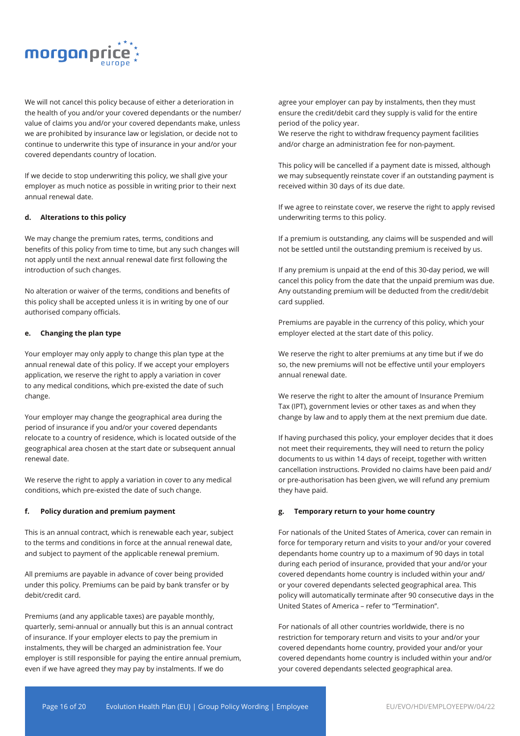We will not cancel this policy because of either a deterioration in the health of you and/or your covered dependants or the number/ value of claims you and/or your covered dependants make, unless we are prohibited by insurance law or legislation, or decide not to continue to underwrite this type of insurance in your and/or your covered dependants country of location.

If we decide to stop underwriting this policy, we shall give your employer as much notice as possible in writing prior to their next annual renewal date.

#### d. Alterations to this policy

We may change the premium rates, terms, conditions and benefits of this policy from time to time, but any such changes will not apply until the next annual renewal date first following the introduction of such changes.

No alteration or waiver of the terms, conditions and benefits of this policy shall be accepted unless it is in writing by one of our authorised company officials.

#### e. Changing the plan type

Your employer may only apply to change this plan type at the annual renewal date of this policy. If we accept your employers application, we reserve the right to apply a variation in cover to any medical conditions, which pre-existed the date of such change.

Your employer may change the geographical area during the period of insurance if you and/or your covered dependants relocate to a country of residence, which is located outside of the geographical area chosen at the start date or subsequent annual renewal date.

We reserve the right to apply a variation in cover to any medical conditions, which pre-existed the date of such change.

#### f. Policy duration and premium payment

This is an annual contract, which is renewable each year, subject to the terms and conditions in force at the annual renewal date, and subject to payment of the applicable renewal premium.

All premiums are payable in advance of cover being provided under this policy. Premiums can be paid by bank transfer or by debit/credit card.

Premiums (and any applicable taxes) are payable monthly, quarterly, semi-annual or annually but this is an annual contract of insurance. If your employer elects to pay the premium in instalments, they will be charged an administration fee. Your employer is still responsible for paying the entire annual premium, even if we have agreed they may pay by instalments. If we do agree your employer can pay by instalments, then they must ensure the credit/debit card they supply is valid for the entire period of the policy year.
We reserve the right to withdraw frequency payment facilities and/or charge an administration fee for non-payment.

This policy will be cancelled if a payment date is missed, although we may subsequently reinstate cover if an outstanding payment is received within 30 days of its due date.

If we agree to reinstate cover, we reserve the right to apply revised underwriting terms to this policy.

If a premium is outstanding, any claims will be suspended and will not be settled until the outstanding premium is received by us.

If any premium is unpaid at the end of this 30-day period, we will cancel this policy from the date that the unpaid premium was due. Any outstanding premium will be deducted from the credit/debit card supplied.

Premiums are payable in the currency of this policy, which your employer elected at the start date of this policy.

We reserve the right to alter premiums at any time but if we do so, the new premiums will not be effective until your employers annual renewal date.

We reserve the right to alter the amount of Insurance Premium Tax (IPT), government levies or other taxes as and when they change by law and to apply them at the next premium due date.

If having purchased this policy, your employer decides that it does not meet their requirements, they will need to return the policy documents to us within 14 days of receipt, together with written cancellation instructions. Provided no claims have been paid and/ or pre-authorisation has been given, we will refund any premium they have paid.

#### g. Temporary return to your home country

For nationals of the United States of America, cover can remain in force for temporary return and visits to your and/or your covered dependants home country up to a maximum of 90 days in total during each period of insurance, provided that your and/or your covered dependants home country is included within your and/ or your covered dependants selected geographical area. This policy will automatically terminate after 90 consecutive days in the United States of America – refer to "Termination".

For nationals of all other countries worldwide, there is no restriction for temporary return and visits to your and/or your covered dependants home country, provided your and/or your covered dependants home country is included within your and/or your covered dependants selected geographical area.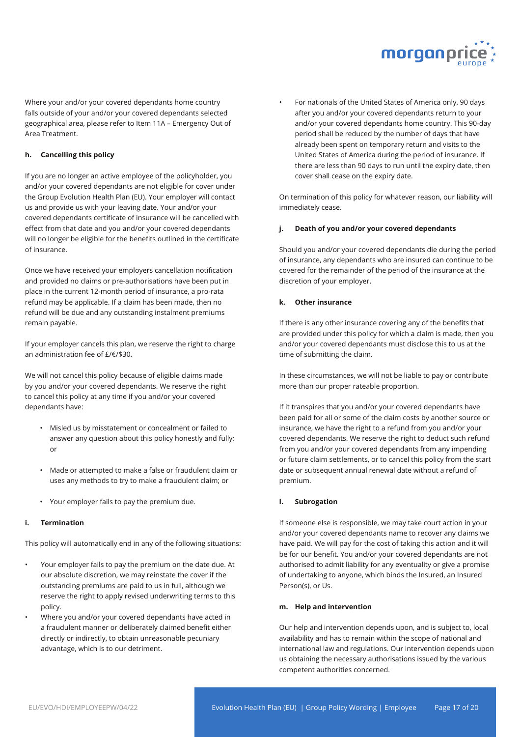Where your and/or your covered dependants home country falls outside of your and/or your covered dependants selected geographical area, please refer to Item 11A – Emergency Out of Area Treatment.

#### h. Cancelling this policy

If you are no longer an active employee of the policyholder, you and/or your covered dependants are not eligible for cover under the Group Evolution Health Plan (EU). Your employer will contact us and provide us with your leaving date. Your and/or your covered dependants certificate of insurance will be cancelled with effect from that date and you and/or your covered dependants will no longer be eligible for the benefits outlined in the certificate of insurance.

Once we have received your employers cancellation notification and provided no claims or pre-authorisations have been put in place in the current 12-month period of insurance, a pro-rata refund may be applicable. If a claim has been made, then no refund will be due and any outstanding instalment premiums remain payable.

If your employer cancels this plan, we reserve the right to charge an administration fee of £/€/$30.

We will not cancel this policy because of eligible claims made by you and/or your covered dependants. We reserve the right to cancel this policy at any time if you and/or your covered dependants have:

- Misled us by misstatement or concealment or failed to answer any question about this policy honestly and fully; or
- Made or attempted to make a false or fraudulent claim or uses any methods to try to make a fraudulent claim; or
- Your employer fails to pay the premium due.

#### i. Termination

This policy will automatically end in any of the following situations:

- Your employer fails to pay the premium on the date due. At our absolute discretion, we may reinstate the cover if the outstanding premiums are paid to us in full, although we reserve the right to apply revised underwriting terms to this policy.
- Where you and/or your covered dependants have acted in a fraudulent manner or deliberately claimed benefit either directly or indirectly, to obtain unreasonable pecuniary advantage, which is to our detriment.
- For nationals of the United States of America only, 90 days after you and/or your covered dependants return to your and/or your covered dependants home country. This 90-day period shall be reduced by the number of days that have already been spent on temporary return and visits to the United States of America during the period of insurance. If there are less than 90 days to run until the expiry date, then cover shall cease on the expiry date.

On termination of this policy for whatever reason, our liability will immediately cease.

#### j. Death of you and/or your covered dependants

Should you and/or your covered dependants die during the period of insurance, any dependants who are insured can continue to be covered for the remainder of the period of the insurance at the discretion of your employer.

#### k. Other insurance

If there is any other insurance covering any of the benefits that are provided under this policy for which a claim is made, then you and/or your covered dependants must disclose this to us at the time of submitting the claim.

In these circumstances, we will not be liable to pay or contribute more than our proper rateable proportion.

If it transpires that you and/or your covered dependants have been paid for all or some of the claim costs by another source or insurance, we have the right to a refund from you and/or your covered dependants. We reserve the right to deduct such refund from you and/or your covered dependants from any impending or future claim settlements, or to cancel this policy from the start date or subsequent annual renewal date without a refund of premium.

#### l. Subrogation

If someone else is responsible, we may take court action in your and/or your covered dependants name to recover any claims we have paid. We will pay for the cost of taking this action and it will be for our benefit. You and/or your covered dependants are not authorised to admit liability for any eventuality or give a promise of undertaking to anyone, which binds the Insured, an Insured Person(s), or Us.

#### m. Help and intervention

Our help and intervention depends upon, and is subject to, local availability and has to remain within the scope of national and international law and regulations. Our intervention depends upon us obtaining the necessary authorisations issued by the various competent authorities concerned.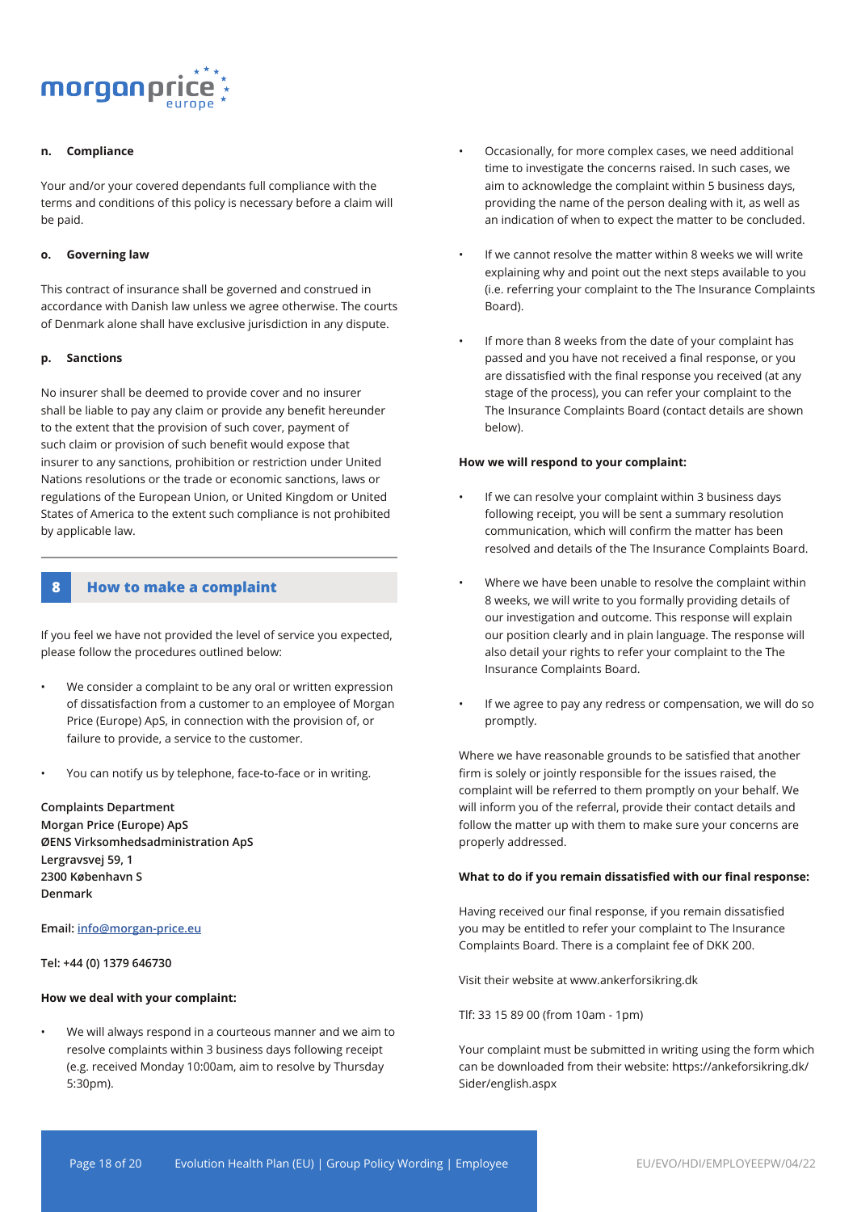**n. Compliance**

Your and/or your covered dependants full compliance with the terms and conditions of this policy is necessary before a claim will be paid.

**o. Governing law**

This contract of insurance shall be governed and construed in accordance with Danish law unless we agree otherwise. The courts of Denmark alone shall have exclusive jurisdiction in any dispute.

**p. Sanctions**

No insurer shall be deemed to provide cover and no insurer shall be liable to pay any claim or provide any benefit hereunder to the extent that the provision of such cover, payment of such claim or provision of such benefit would expose that insurer to any sanctions, prohibition or restriction under United Nations resolutions or the trade or economic sanctions, laws or regulations of the European Union, or United Kingdom or United States of America to the extent such compliance is not prohibited by applicable law.

## 8 How to make a complaint

If you feel we have not provided the level of service you expected, please follow the procedures outlined below:

- We consider a complaint to be any oral or written expression of dissatisfaction from a customer to an employee of Morgan Price (Europe) ApS, in connection with the provision of, or failure to provide, a service to the customer.
- You can notify us by telephone, face-to-face or in writing.

**Complaints Department**
**Morgan Price (Europe) ApS**
**ØENS Virksomhedsadministration ApS**
**Lergravsvej 59, 1**
**2300 København S**
**Denmark**

**Email:** info@morgan-price.eu

**Tel: +44 (0) 1379 646730**

**How we deal with your complaint:**

- We will always respond in a courteous manner and we aim to resolve complaints within 3 business days following receipt (e.g. received Monday 10:00am, aim to resolve by Thursday 5:30pm).
- Occasionally, for more complex cases, we need additional time to investigate the concerns raised. In such cases, we aim to acknowledge the complaint within 5 business days, providing the name of the person dealing with it, as well as an indication of when to expect the matter to be concluded.
- If we cannot resolve the matter within 8 weeks we will write explaining why and point out the next steps available to you (i.e. referring your complaint to the The Insurance Complaints Board).
- If more than 8 weeks from the date of your complaint has passed and you have not received a final response, or you are dissatisfied with the final response you received (at any stage of the process), you can refer your complaint to the The Insurance Complaints Board (contact details are shown below).

**How we will respond to your complaint:**

- If we can resolve your complaint within 3 business days following receipt, you will be sent a summary resolution communication, which will confirm the matter has been resolved and details of the The Insurance Complaints Board.
- Where we have been unable to resolve the complaint within 8 weeks, we will write to you formally providing details of our investigation and outcome. This response will explain our position clearly and in plain language. The response will also detail your rights to refer your complaint to the The Insurance Complaints Board.
- If we agree to pay any redress or compensation, we will do so promptly.

Where we have reasonable grounds to be satisfied that another firm is solely or jointly responsible for the issues raised, the complaint will be referred to them promptly on your behalf. We will inform you of the referral, provide their contact details and follow the matter up with them to make sure your concerns are properly addressed.

**What to do if you remain dissatisfied with our final response:**

Having received our final response, if you remain dissatisfied you may be entitled to refer your complaint to The Insurance Complaints Board. There is a complaint fee of DKK 200.

Visit their website at www.ankerforsikring.dk

Tlf: 33 15 89 00 (from 10am - 1pm)

Your complaint must be submitted in writing using the form which can be downloaded from their website: https://ankeforsikring.dk/Sider/english.aspx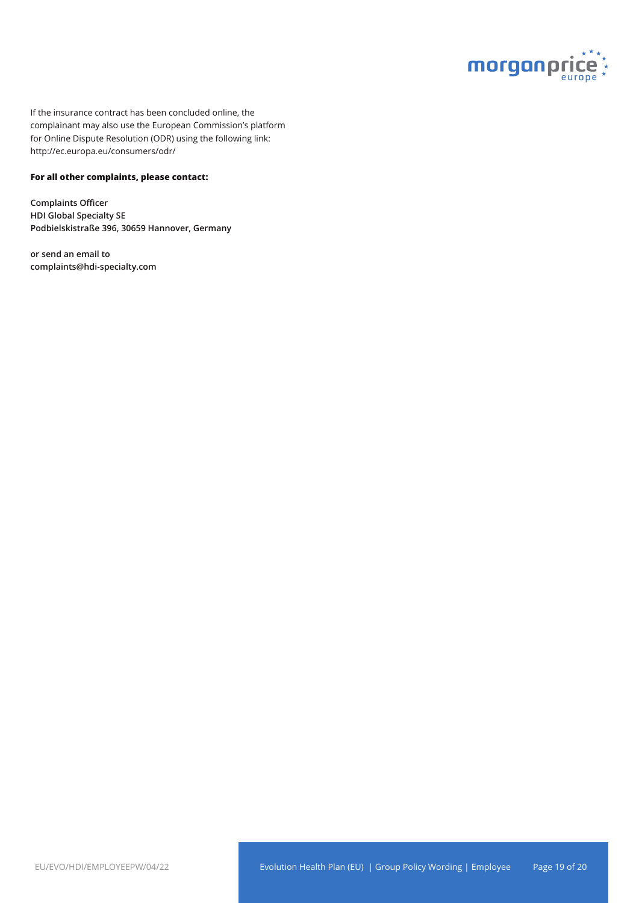If the insurance contract has been concluded online, the complainant may also use the European Commission's platform for Online Dispute Resolution (ODR) using the following link: http://ec.europa.eu/consumers/odr/

**For all other complaints, please contact:**

**Complaints Officer**
**HDI Global Specialty SE**
**Podbielskistraße 396, 30659 Hannover, Germany**

**or send an email to**
**complaints@hdi-specialty.com**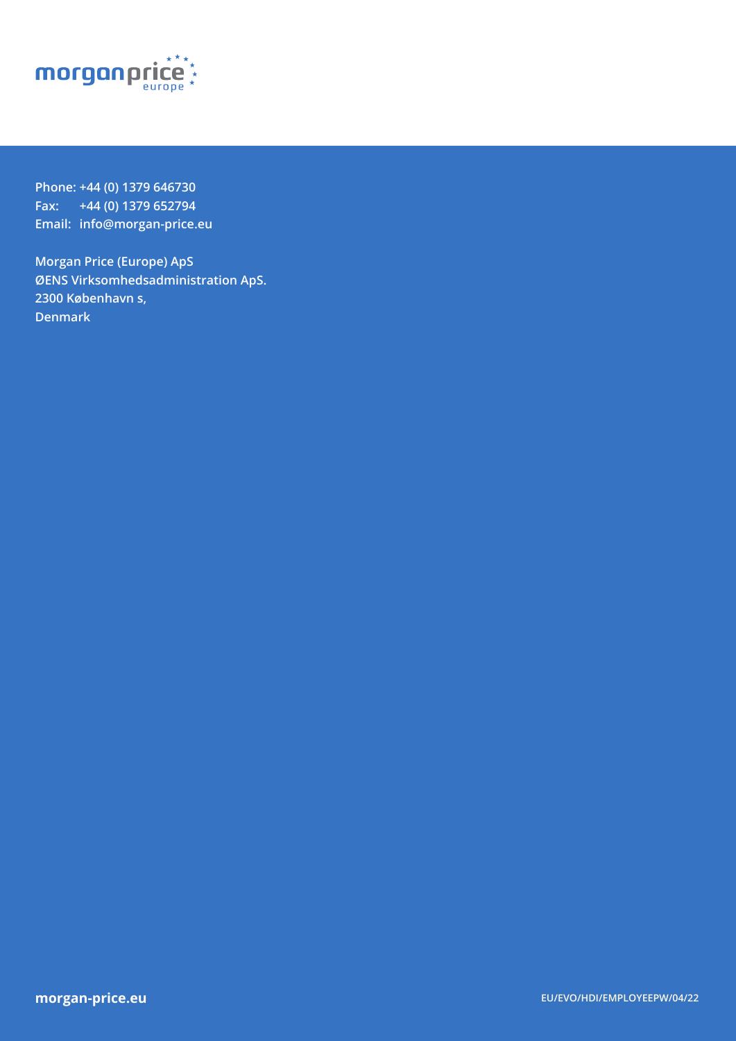morganprice europe

Phone: +44 (0) 1379 646730
Fax: +44 (0) 1379 652794
Email: info@morgan-price.eu

Morgan Price (Europe) ApS
ØENS Virksomhedsadministration ApS.
2300 København s,
Denmark

**morgan-price.eu**

EU/EVO/HDI/EMPLOYEEPW/04/22